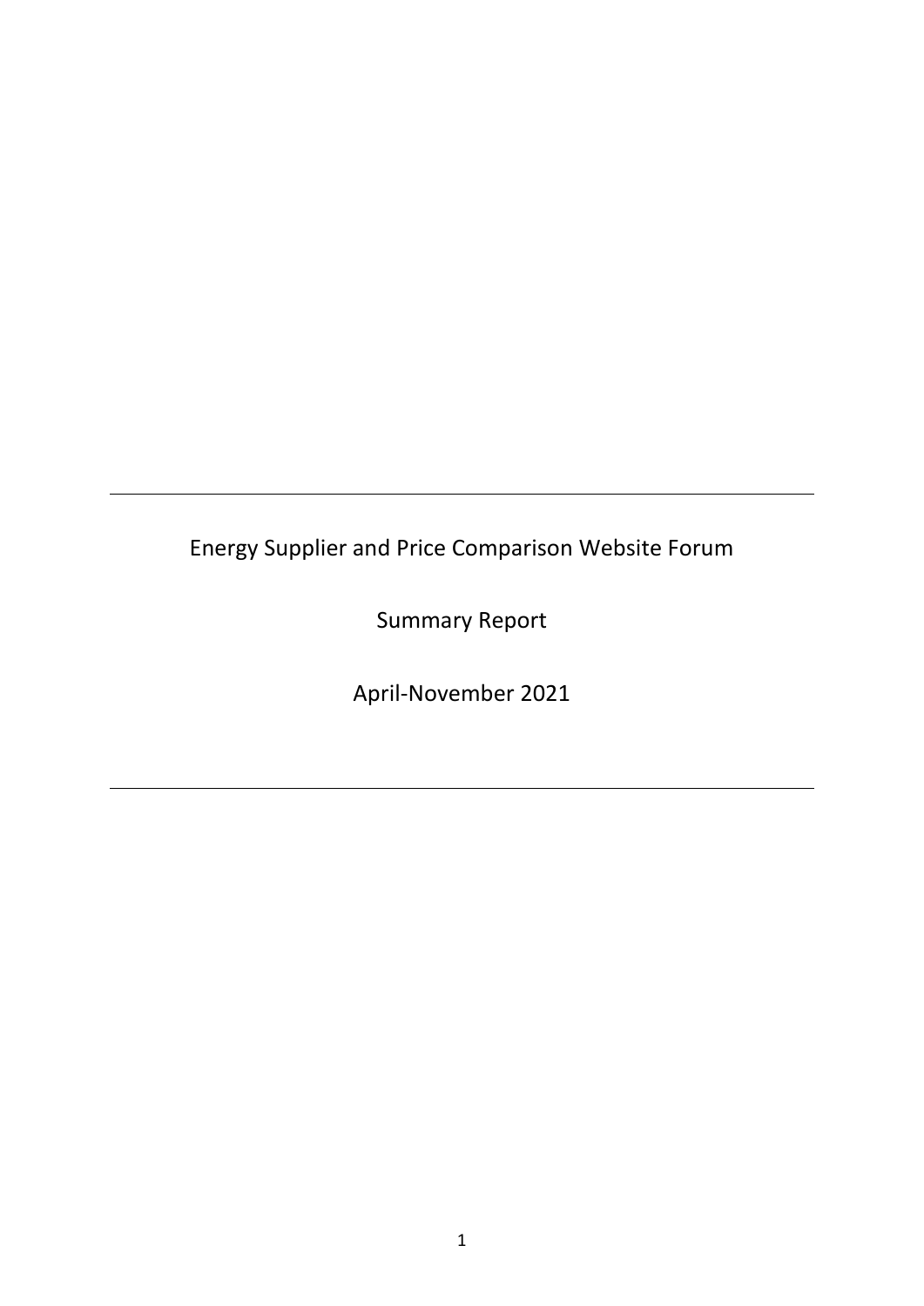---

# Energy Supplier and Price Comparison Website Forum

Summary Report

April-November 2021

---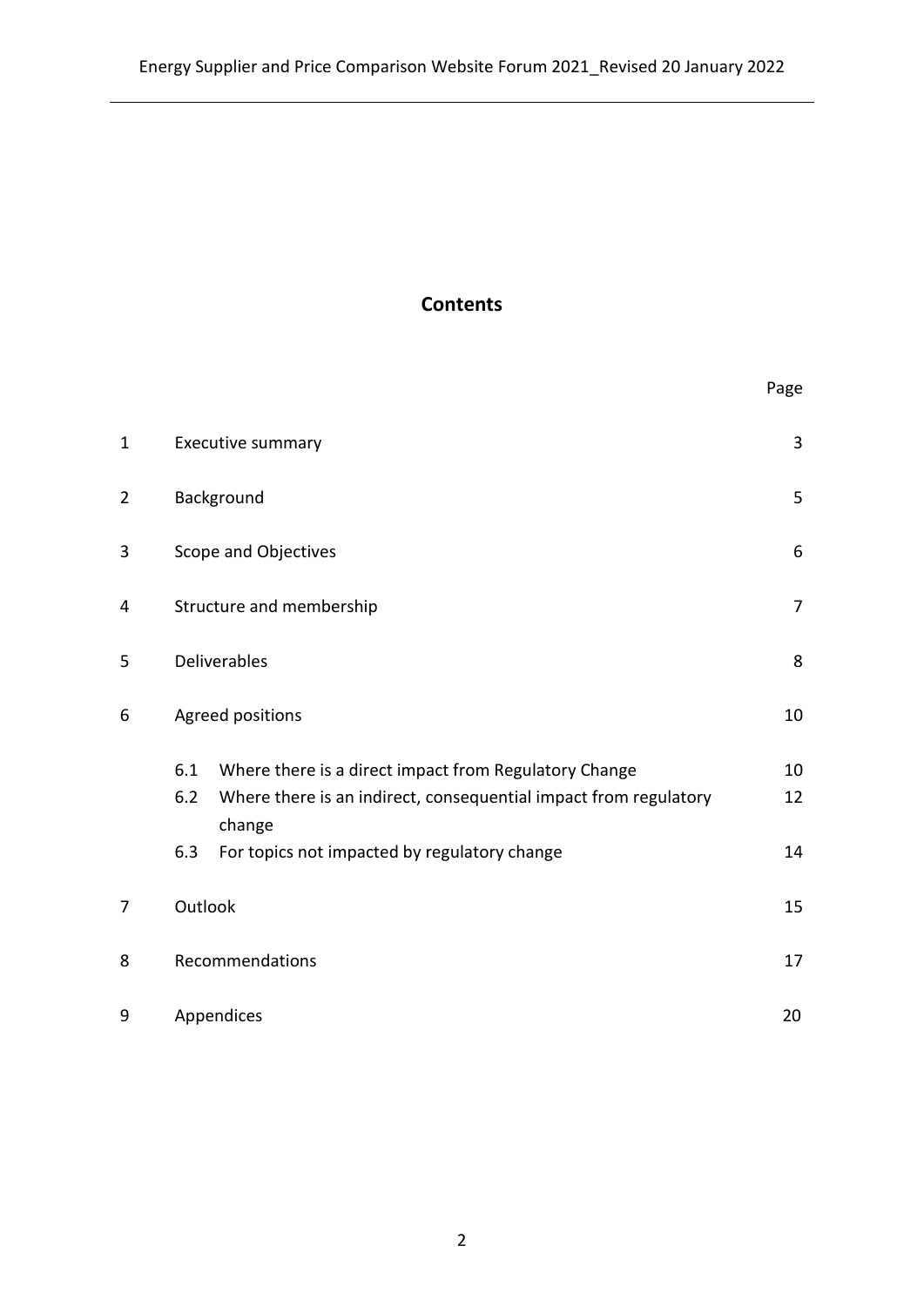# Contents

| | | Page |
|---|---|---|
| 1 | Executive summary | 3 |
| 2 | Background | 5 |
| 3 | Scope and Objectives | 6 |
| 4 | Structure and membership | 7 |
| 5 | Deliverables | 8 |
| 6 | Agreed positions | 10 |
| | 6.1 Where there is a direct impact from Regulatory Change | 10 |
| | 6.2 Where there is an indirect, consequential impact from regulatory change | 12 |
| | 6.3 For topics not impacted by regulatory change | 14 |
| 7 | Outlook | 15 |
| 8 | Recommendations | 17 |
| 9 | Appendices | 20 |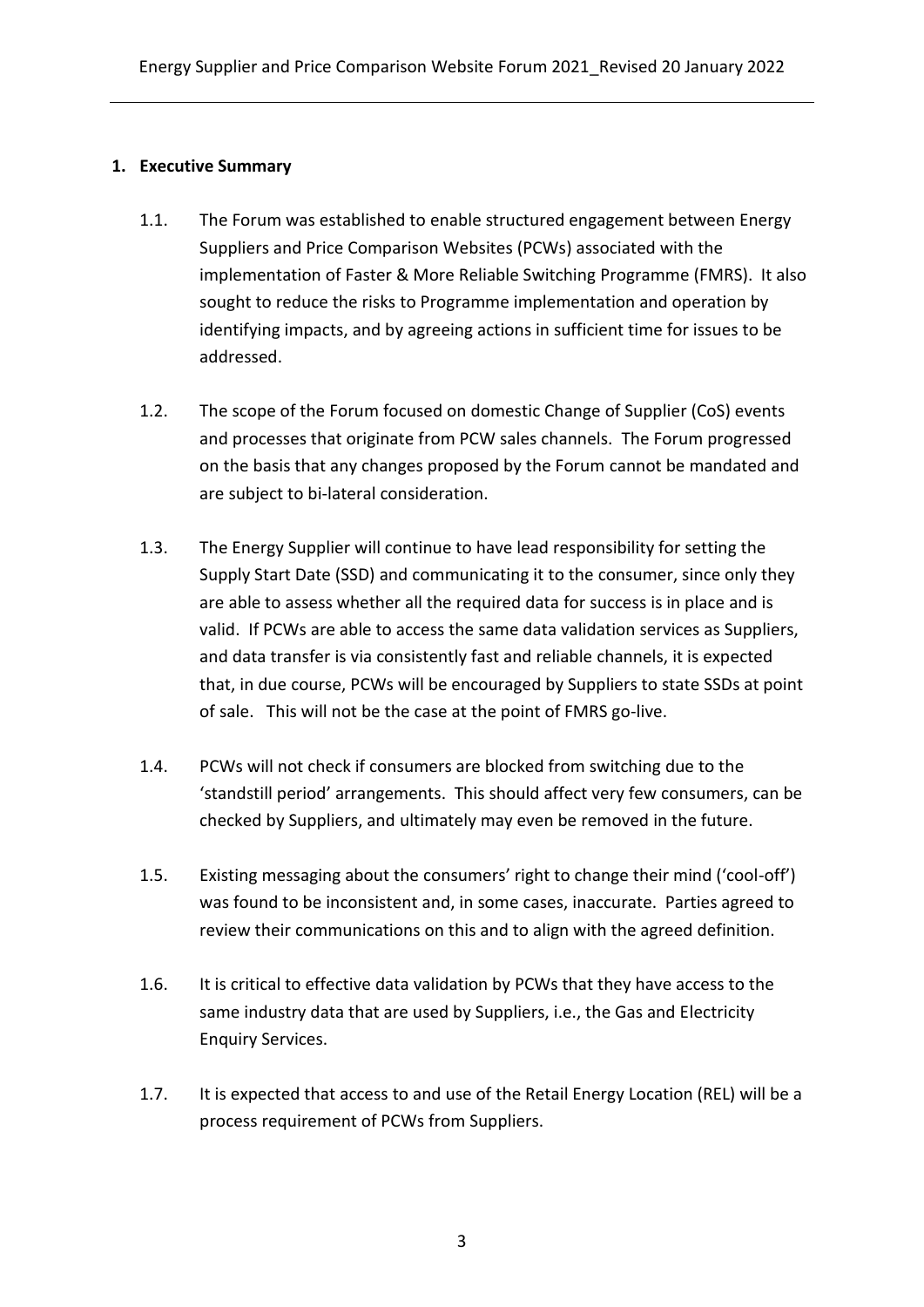## 1. Executive Summary

1.1. The Forum was established to enable structured engagement between Energy Suppliers and Price Comparison Websites (PCWs) associated with the implementation of Faster & More Reliable Switching Programme (FMRS). It also sought to reduce the risks to Programme implementation and operation by identifying impacts, and by agreeing actions in sufficient time for issues to be addressed.

1.2. The scope of the Forum focused on domestic Change of Supplier (CoS) events and processes that originate from PCW sales channels. The Forum progressed on the basis that any changes proposed by the Forum cannot be mandated and are subject to bi-lateral consideration.

1.3. The Energy Supplier will continue to have lead responsibility for setting the Supply Start Date (SSD) and communicating it to the consumer, since only they are able to assess whether all the required data for success is in place and is valid. If PCWs are able to access the same data validation services as Suppliers, and data transfer is via consistently fast and reliable channels, it is expected that, in due course, PCWs will be encouraged by Suppliers to state SSDs at point of sale. This will not be the case at the point of FMRS go-live.

1.4. PCWs will not check if consumers are blocked from switching due to the 'standstill period' arrangements. This should affect very few consumers, can be checked by Suppliers, and ultimately may even be removed in the future.

1.5. Existing messaging about the consumers' right to change their mind ('cool-off') was found to be inconsistent and, in some cases, inaccurate. Parties agreed to review their communications on this and to align with the agreed definition.

1.6. It is critical to effective data validation by PCWs that they have access to the same industry data that are used by Suppliers, i.e., the Gas and Electricity Enquiry Services.

1.7. It is expected that access to and use of the Retail Energy Location (REL) will be a process requirement of PCWs from Suppliers.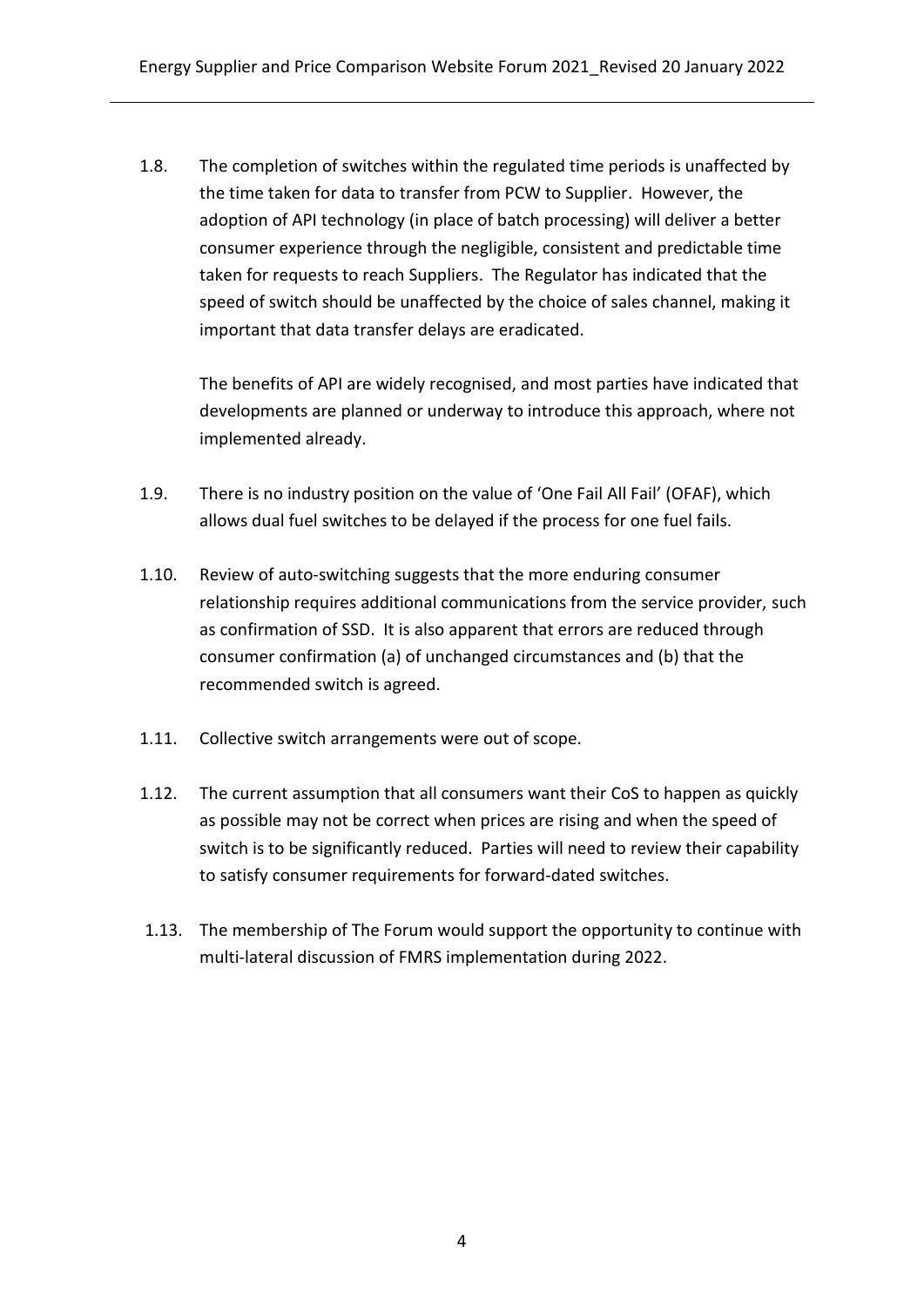1.8. The completion of switches within the regulated time periods is unaffected by the time taken for data to transfer from PCW to Supplier. However, the adoption of API technology (in place of batch processing) will deliver a better consumer experience through the negligible, consistent and predictable time taken for requests to reach Suppliers. The Regulator has indicated that the speed of switch should be unaffected by the choice of sales channel, making it important that data transfer delays are eradicated.

The benefits of API are widely recognised, and most parties have indicated that developments are planned or underway to introduce this approach, where not implemented already.

1.9. There is no industry position on the value of 'One Fail All Fail' (OFAF), which allows dual fuel switches to be delayed if the process for one fuel fails.

1.10. Review of auto-switching suggests that the more enduring consumer relationship requires additional communications from the service provider, such as confirmation of SSD. It is also apparent that errors are reduced through consumer confirmation (a) of unchanged circumstances and (b) that the recommended switch is agreed.

1.11. Collective switch arrangements were out of scope.

1.12. The current assumption that all consumers want their CoS to happen as quickly as possible may not be correct when prices are rising and when the speed of switch is to be significantly reduced. Parties will need to review their capability to satisfy consumer requirements for forward-dated switches.

1.13. The membership of The Forum would support the opportunity to continue with multi-lateral discussion of FMRS implementation during 2022.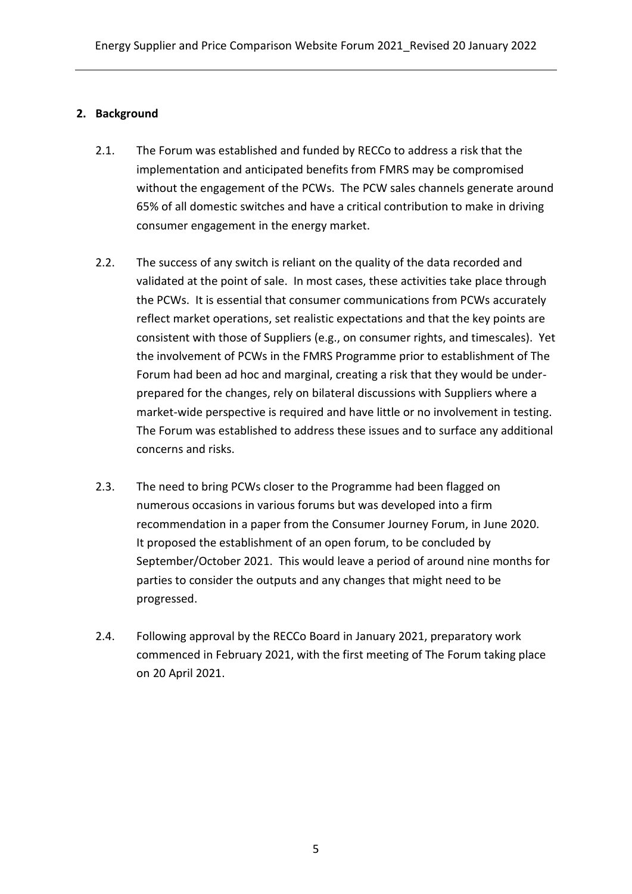## 2. Background

2.1. The Forum was established and funded by RECCo to address a risk that the implementation and anticipated benefits from FMRS may be compromised without the engagement of the PCWs. The PCW sales channels generate around 65% of all domestic switches and have a critical contribution to make in driving consumer engagement in the energy market.

2.2. The success of any switch is reliant on the quality of the data recorded and validated at the point of sale. In most cases, these activities take place through the PCWs. It is essential that consumer communications from PCWs accurately reflect market operations, set realistic expectations and that the key points are consistent with those of Suppliers (e.g., on consumer rights, and timescales). Yet the involvement of PCWs in the FMRS Programme prior to establishment of The Forum had been ad hoc and marginal, creating a risk that they would be under-prepared for the changes, rely on bilateral discussions with Suppliers where a market-wide perspective is required and have little or no involvement in testing. The Forum was established to address these issues and to surface any additional concerns and risks.

2.3. The need to bring PCWs closer to the Programme had been flagged on numerous occasions in various forums but was developed into a firm recommendation in a paper from the Consumer Journey Forum, in June 2020. It proposed the establishment of an open forum, to be concluded by September/October 2021. This would leave a period of around nine months for parties to consider the outputs and any changes that might need to be progressed.

2.4. Following approval by the RECCo Board in January 2021, preparatory work commenced in February 2021, with the first meeting of The Forum taking place on 20 April 2021.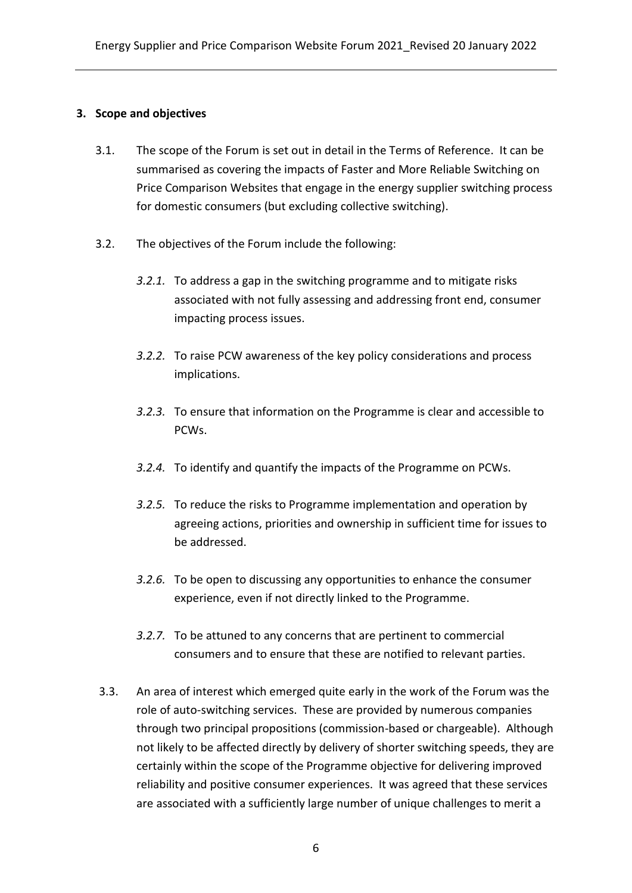## 3. Scope and objectives

3.1. The scope of the Forum is set out in detail in the Terms of Reference. It can be summarised as covering the impacts of Faster and More Reliable Switching on Price Comparison Websites that engage in the energy supplier switching process for domestic consumers (but excluding collective switching).

3.2. The objectives of the Forum include the following:

*3.2.1.* To address a gap in the switching programme and to mitigate risks associated with not fully assessing and addressing front end, consumer impacting process issues.

*3.2.2.* To raise PCW awareness of the key policy considerations and process implications.

*3.2.3.* To ensure that information on the Programme is clear and accessible to PCWs.

*3.2.4.* To identify and quantify the impacts of the Programme on PCWs.

*3.2.5.* To reduce the risks to Programme implementation and operation by agreeing actions, priorities and ownership in sufficient time for issues to be addressed.

*3.2.6.* To be open to discussing any opportunities to enhance the consumer experience, even if not directly linked to the Programme.

*3.2.7.* To be attuned to any concerns that are pertinent to commercial consumers and to ensure that these are notified to relevant parties.

3.3. An area of interest which emerged quite early in the work of the Forum was the role of auto-switching services. These are provided by numerous companies through two principal propositions (commission-based or chargeable). Although not likely to be affected directly by delivery of shorter switching speeds, they are certainly within the scope of the Programme objective for delivering improved reliability and positive consumer experiences. It was agreed that these services are associated with a sufficiently large number of unique challenges to merit a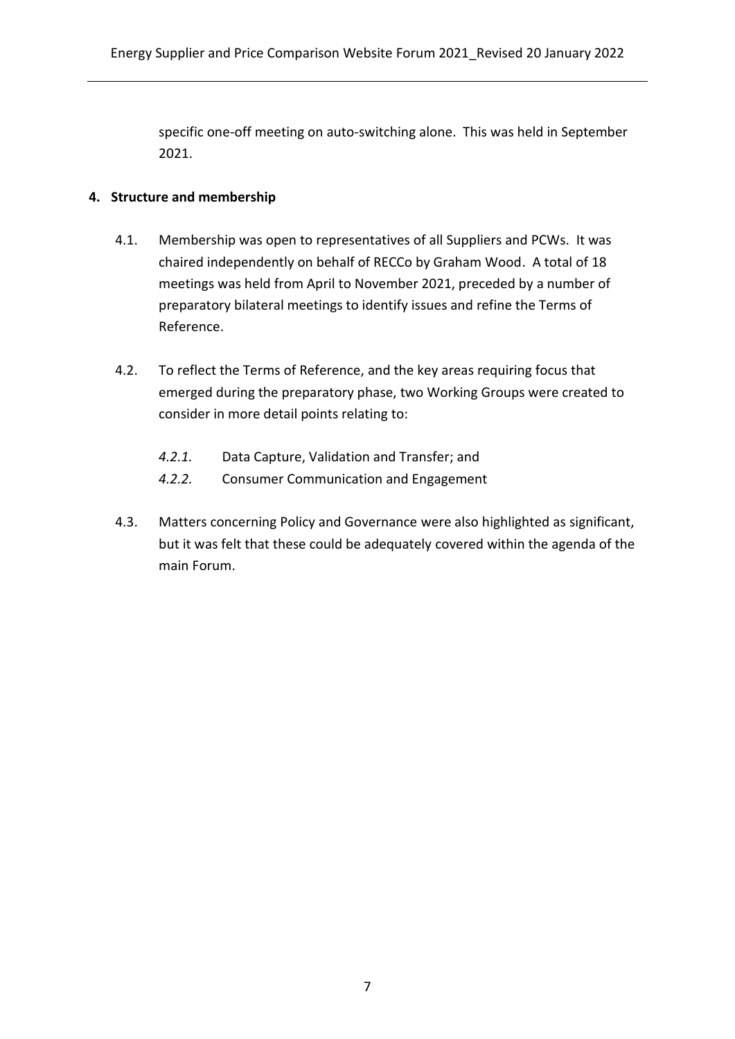specific one-off meeting on auto-switching alone. This was held in September 2021.

## 4. Structure and membership

4.1. Membership was open to representatives of all Suppliers and PCWs. It was chaired independently on behalf of RECCo by Graham Wood. A total of 18 meetings was held from April to November 2021, preceded by a number of preparatory bilateral meetings to identify issues and refine the Terms of Reference.

4.2. To reflect the Terms of Reference, and the key areas requiring focus that emerged during the preparatory phase, two Working Groups were created to consider in more detail points relating to:

*4.2.1.* Data Capture, Validation and Transfer; and

*4.2.2.* Consumer Communication and Engagement

4.3. Matters concerning Policy and Governance were also highlighted as significant, but it was felt that these could be adequately covered within the agenda of the main Forum.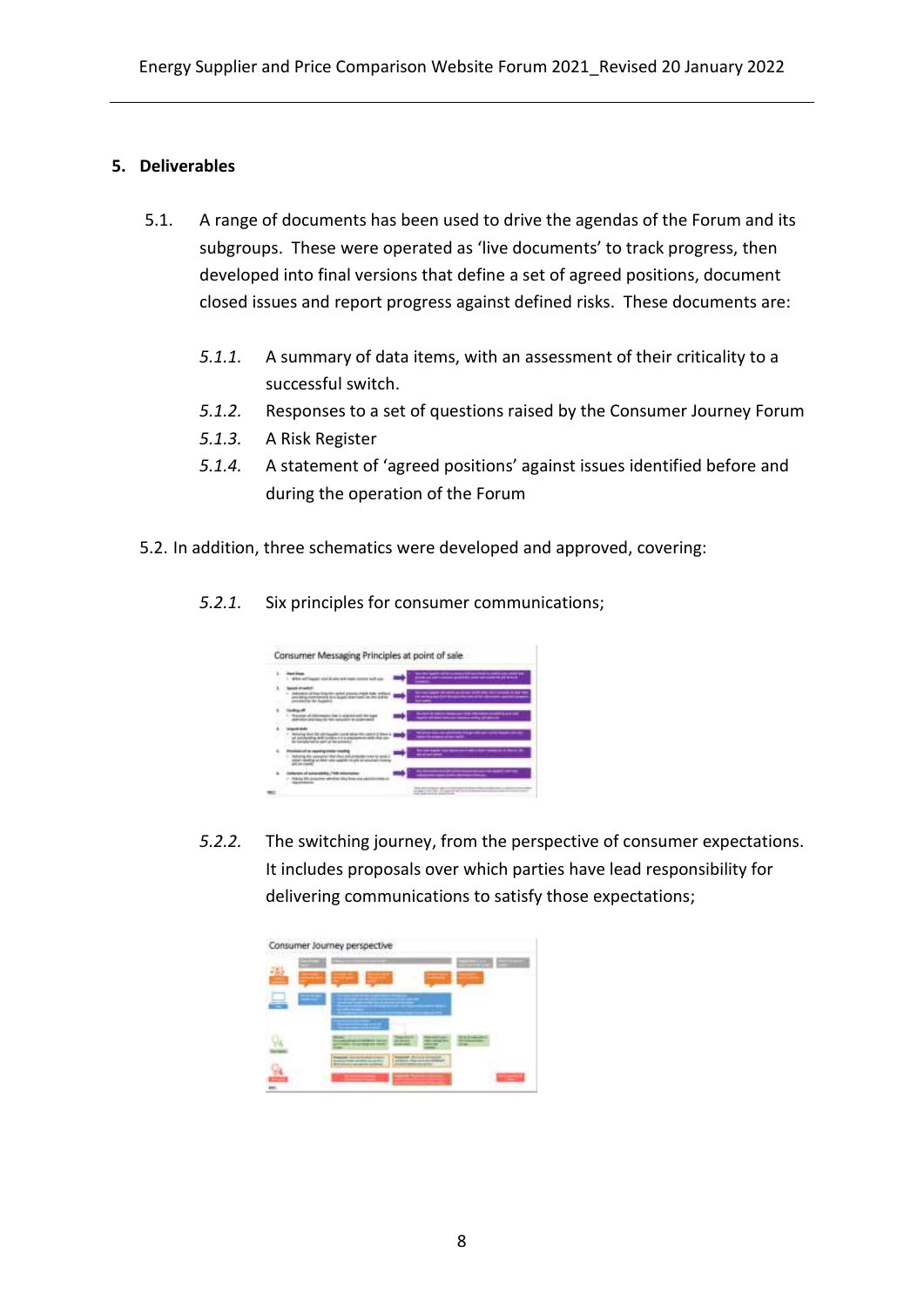## 5. Deliverables

5.1. A range of documents has been used to drive the agendas of the Forum and its subgroups. These were operated as 'live documents' to track progress, then developed into final versions that define a set of agreed positions, document closed issues and report progress against defined risks. These documents are:

- *5.1.1.* A summary of data items, with an assessment of their criticality to a successful switch.
- *5.1.2.* Responses to a set of questions raised by the Consumer Journey Forum
- *5.1.3.* A Risk Register
- *5.1.4.* A statement of 'agreed positions' against issues identified before and during the operation of the Forum

5.2. In addition, three schematics were developed and approved, covering:

- *5.2.1.* Six principles for consumer communications;

- *5.2.2.* The switching journey, from the perspective of consumer expectations. It includes proposals over which parties have lead responsibility for delivering communications to satisfy those expectations;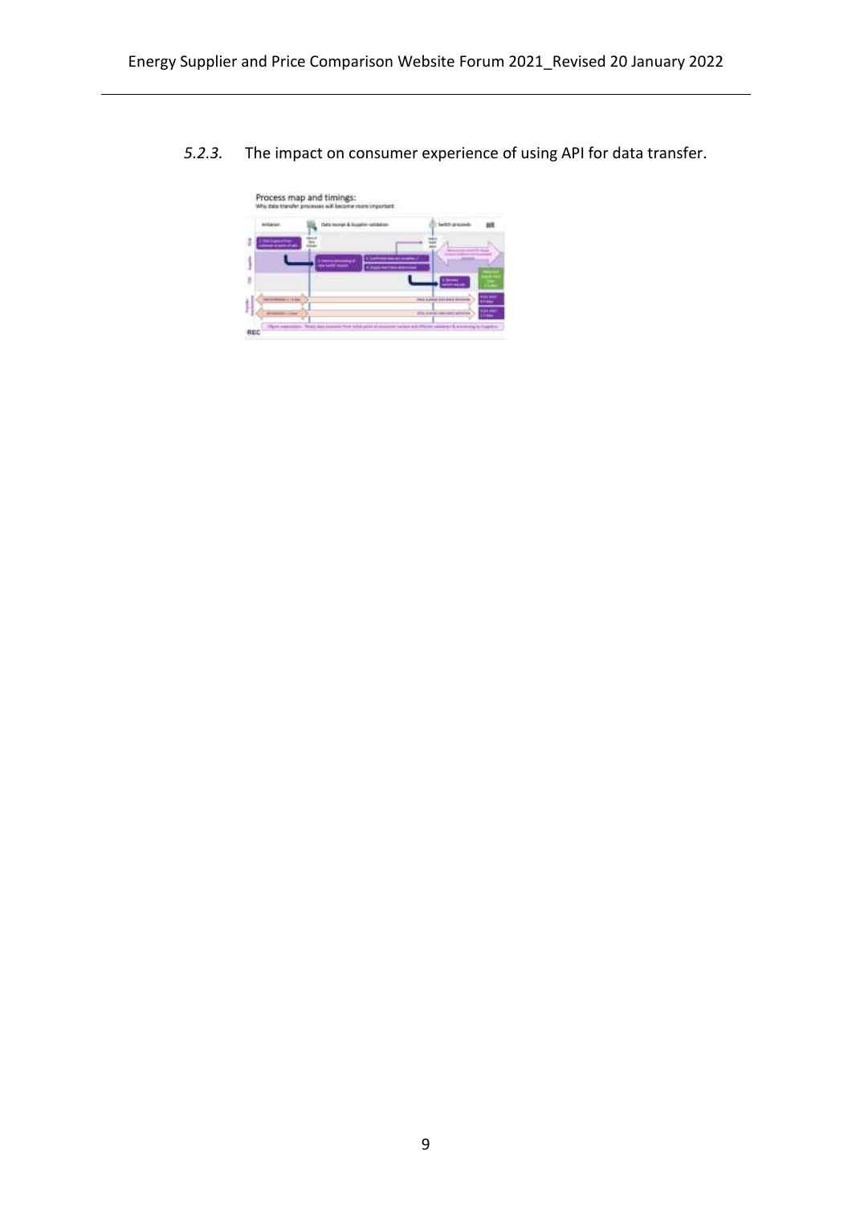*5.2.3.* The impact on consumer experience of using API for data transfer.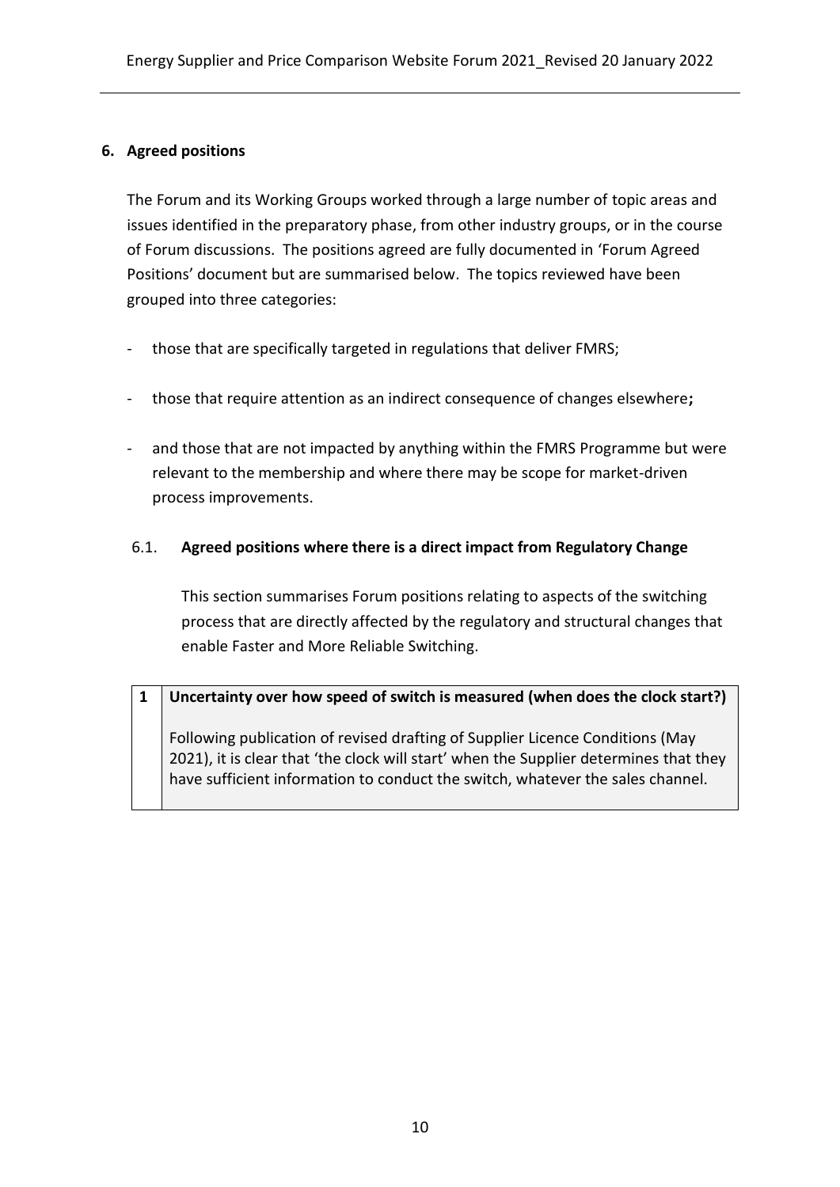## 6. Agreed positions

The Forum and its Working Groups worked through a large number of topic areas and issues identified in the preparatory phase, from other industry groups, or in the course of Forum discussions. The positions agreed are fully documented in 'Forum Agreed Positions' document but are summarised below. The topics reviewed have been grouped into three categories:

- those that are specifically targeted in regulations that deliver FMRS;
- those that require attention as an indirect consequence of changes elsewhere**;**
- and those that are not impacted by anything within the FMRS Programme but were relevant to the membership and where there may be scope for market-driven process improvements.

### 6.1. Agreed positions where there is a direct impact from Regulatory Change

This section summarises Forum positions relating to aspects of the switching process that are directly affected by the regulatory and structural changes that enable Faster and More Reliable Switching.

| 1 | **Uncertainty over how speed of switch is measured (when does the clock start?)**<br><br>Following publication of revised drafting of Supplier Licence Conditions (May 2021), it is clear that 'the clock will start' when the Supplier determines that they have sufficient information to conduct the switch, whatever the sales channel. |
|---|---|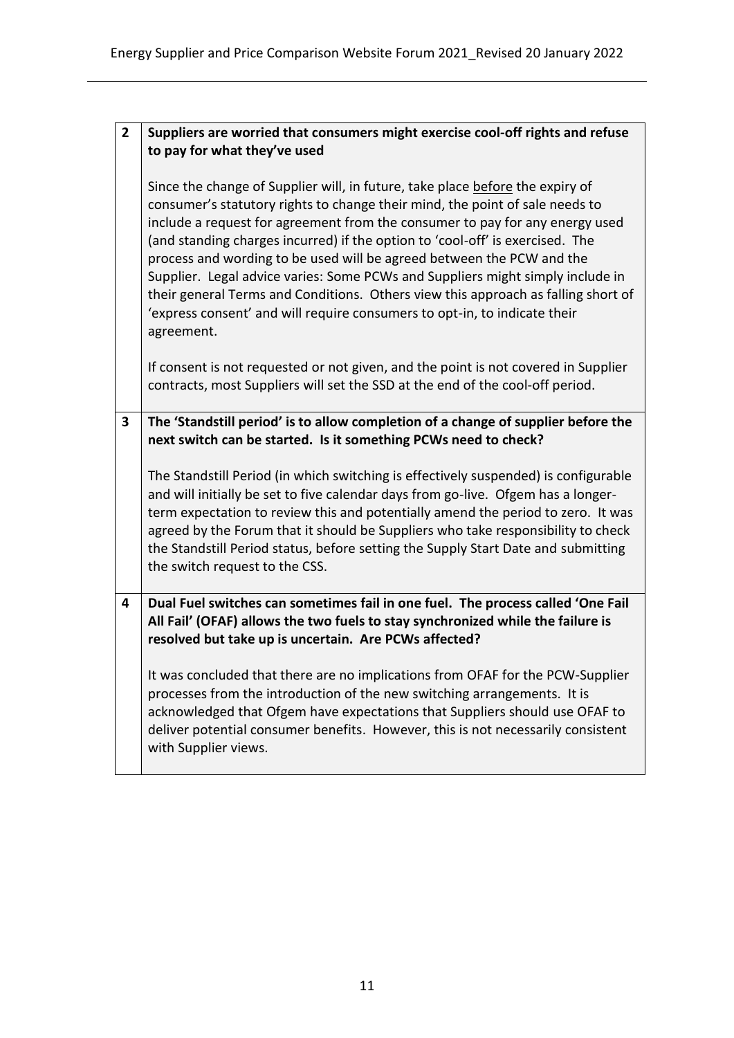| | |
|---|---|
| **2** | **Suppliers are worried that consumers might exercise cool-off rights and refuse to pay for what they've used**<br><br>Since the change of Supplier will, in future, take place <u>before</u> the expiry of consumer's statutory rights to change their mind, the point of sale needs to include a request for agreement from the consumer to pay for any energy used (and standing charges incurred) if the option to 'cool-off' is exercised. The process and wording to be used will be agreed between the PCW and the Supplier. Legal advice varies: Some PCWs and Suppliers might simply include in their general Terms and Conditions. Others view this approach as falling short of 'express consent' and will require consumers to opt-in, to indicate their agreement.<br><br>If consent is not requested or not given, and the point is not covered in Supplier contracts, most Suppliers will set the SSD at the end of the cool-off period. |
| **3** | **The 'Standstill period' is to allow completion of a change of supplier before the next switch can be started. Is it something PCWs need to check?**<br><br>The Standstill Period (in which switching is effectively suspended) is configurable and will initially be set to five calendar days from go-live. Ofgem has a longer-term expectation to review this and potentially amend the period to zero. It was agreed by the Forum that it should be Suppliers who take responsibility to check the Standstill Period status, before setting the Supply Start Date and submitting the switch request to the CSS. |
| **4** | **Dual Fuel switches can sometimes fail in one fuel. The process called 'One Fail All Fail' (OFAF) allows the two fuels to stay synchronized while the failure is resolved but take up is uncertain. Are PCWs affected?**<br><br>It was concluded that there are no implications from OFAF for the PCW-Supplier processes from the introduction of the new switching arrangements. It is acknowledged that Ofgem have expectations that Suppliers should use OFAF to deliver potential consumer benefits. However, this is not necessarily consistent with Supplier views. |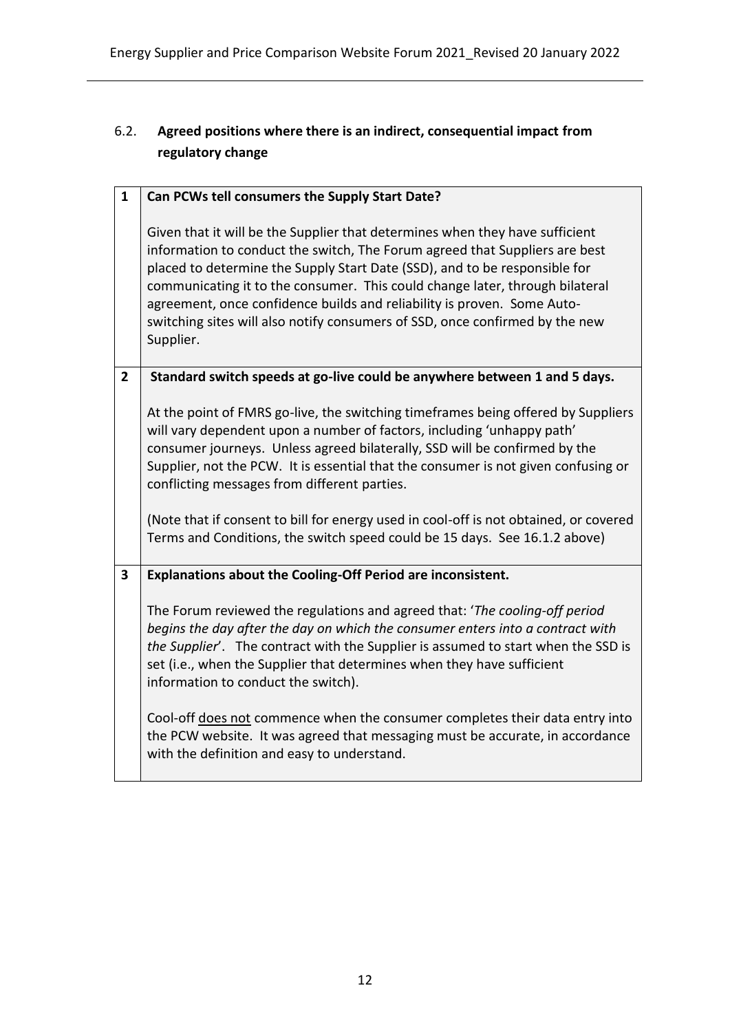## 6.2. Agreed positions where there is an indirect, consequential impact from regulatory change

| | |
|---|---|
| **1** | **Can PCWs tell consumers the Supply Start Date?**<br><br>Given that it will be the Supplier that determines when they have sufficient information to conduct the switch, The Forum agreed that Suppliers are best placed to determine the Supply Start Date (SSD), and to be responsible for communicating it to the consumer. This could change later, through bilateral agreement, once confidence builds and reliability is proven. Some Auto-switching sites will also notify consumers of SSD, once confirmed by the new Supplier. |
| **2** | **Standard switch speeds at go-live could be anywhere between 1 and 5 days.**<br><br>At the point of FMRS go-live, the switching timeframes being offered by Suppliers will vary dependent upon a number of factors, including 'unhappy path' consumer journeys. Unless agreed bilaterally, SSD will be confirmed by the Supplier, not the PCW. It is essential that the consumer is not given confusing or conflicting messages from different parties.<br><br>(Note that if consent to bill for energy used in cool-off is not obtained, or covered Terms and Conditions, the switch speed could be 15 days. See 16.1.2 above) |
| **3** | **Explanations about the Cooling-Off Period are inconsistent.**<br><br>The Forum reviewed the regulations and agreed that: '*The cooling-off period begins the day after the day on which the consumer enters into a contract with the Supplier*'. The contract with the Supplier is assumed to start when the SSD is set (i.e., when the Supplier that determines when they have sufficient information to conduct the switch).<br><br>Cool-off does not commence when the consumer completes their data entry into the PCW website. It was agreed that messaging must be accurate, in accordance with the definition and easy to understand. |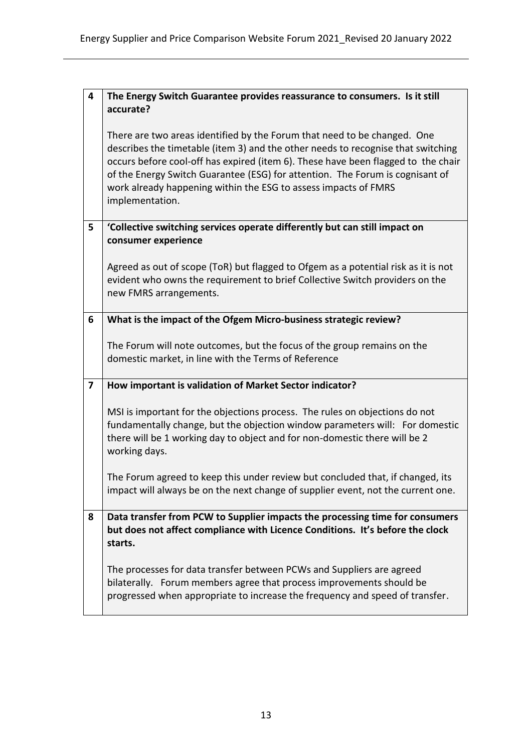| | |
|---|---|
| 4 | **The Energy Switch Guarantee provides reassurance to consumers. Is it still accurate?**<br><br>There are two areas identified by the Forum that need to be changed. One describes the timetable (item 3) and the other needs to recognise that switching occurs before cool-off has expired (item 6). These have been flagged to the chair of the Energy Switch Guarantee (ESG) for attention. The Forum is cognisant of work already happening within the ESG to assess impacts of FMRS implementation. |
| 5 | **'Collective switching services operate differently but can still impact on consumer experience**<br><br>Agreed as out of scope (ToR) but flagged to Ofgem as a potential risk as it is not evident who owns the requirement to brief Collective Switch providers on the new FMRS arrangements. |
| 6 | **What is the impact of the Ofgem Micro-business strategic review?**<br><br>The Forum will note outcomes, but the focus of the group remains on the domestic market, in line with the Terms of Reference |
| 7 | **How important is validation of Market Sector indicator?**<br><br>MSI is important for the objections process. The rules on objections do not fundamentally change, but the objection window parameters will: For domestic there will be 1 working day to object and for non-domestic there will be 2 working days.<br><br>The Forum agreed to keep this under review but concluded that, if changed, its impact will always be on the next change of supplier event, not the current one. |
| 8 | **Data transfer from PCW to Supplier impacts the processing time for consumers but does not affect compliance with Licence Conditions. It's before the clock starts.**<br><br>The processes for data transfer between PCWs and Suppliers are agreed bilaterally. Forum members agree that process improvements should be progressed when appropriate to increase the frequency and speed of transfer. |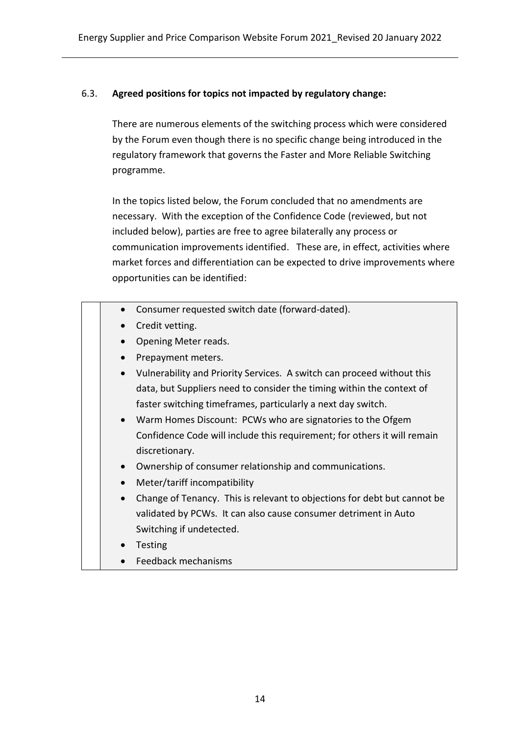### 6.3. **Agreed positions for topics not impacted by regulatory change:**

There are numerous elements of the switching process which were considered by the Forum even though there is no specific change being introduced in the regulatory framework that governs the Faster and More Reliable Switching programme.

In the topics listed below, the Forum concluded that no amendments are necessary. With the exception of the Confidence Code (reviewed, but not included below), parties are free to agree bilaterally any process or communication improvements identified. These are, in effect, activities where market forces and differentiation can be expected to drive improvements where opportunities can be identified:

- Consumer requested switch date (forward-dated).
- Credit vetting.
- Opening Meter reads.
- Prepayment meters.
- Vulnerability and Priority Services. A switch can proceed without this data, but Suppliers need to consider the timing within the context of faster switching timeframes, particularly a next day switch.
- Warm Homes Discount: PCWs who are signatories to the Ofgem Confidence Code will include this requirement; for others it will remain discretionary.
- Ownership of consumer relationship and communications.
- Meter/tariff incompatibility
- Change of Tenancy. This is relevant to objections for debt but cannot be validated by PCWs. It can also cause consumer detriment in Auto Switching if undetected.
- Testing
- Feedback mechanisms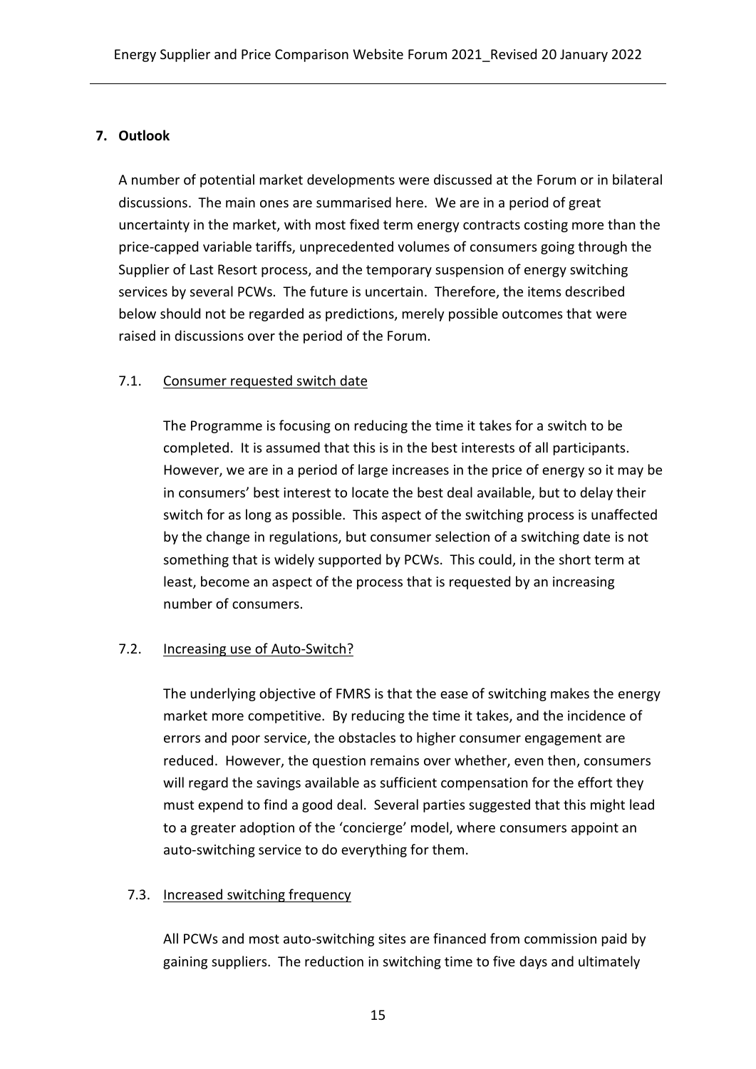## 7. Outlook

A number of potential market developments were discussed at the Forum or in bilateral discussions. The main ones are summarised here. We are in a period of great uncertainty in the market, with most fixed term energy contracts costing more than the price-capped variable tariffs, unprecedented volumes of consumers going through the Supplier of Last Resort process, and the temporary suspension of energy switching services by several PCWs. The future is uncertain. Therefore, the items described below should not be regarded as predictions, merely possible outcomes that were raised in discussions over the period of the Forum.

### 7.1. Consumer requested switch date

The Programme is focusing on reducing the time it takes for a switch to be completed. It is assumed that this is in the best interests of all participants. However, we are in a period of large increases in the price of energy so it may be in consumers' best interest to locate the best deal available, but to delay their switch for as long as possible. This aspect of the switching process is unaffected by the change in regulations, but consumer selection of a switching date is not something that is widely supported by PCWs. This could, in the short term at least, become an aspect of the process that is requested by an increasing number of consumers.

### 7.2. Increasing use of Auto-Switch?

The underlying objective of FMRS is that the ease of switching makes the energy market more competitive. By reducing the time it takes, and the incidence of errors and poor service, the obstacles to higher consumer engagement are reduced. However, the question remains over whether, even then, consumers will regard the savings available as sufficient compensation for the effort they must expend to find a good deal. Several parties suggested that this might lead to a greater adoption of the 'concierge' model, where consumers appoint an auto-switching service to do everything for them.

### 7.3. Increased switching frequency

All PCWs and most auto-switching sites are financed from commission paid by gaining suppliers. The reduction in switching time to five days and ultimately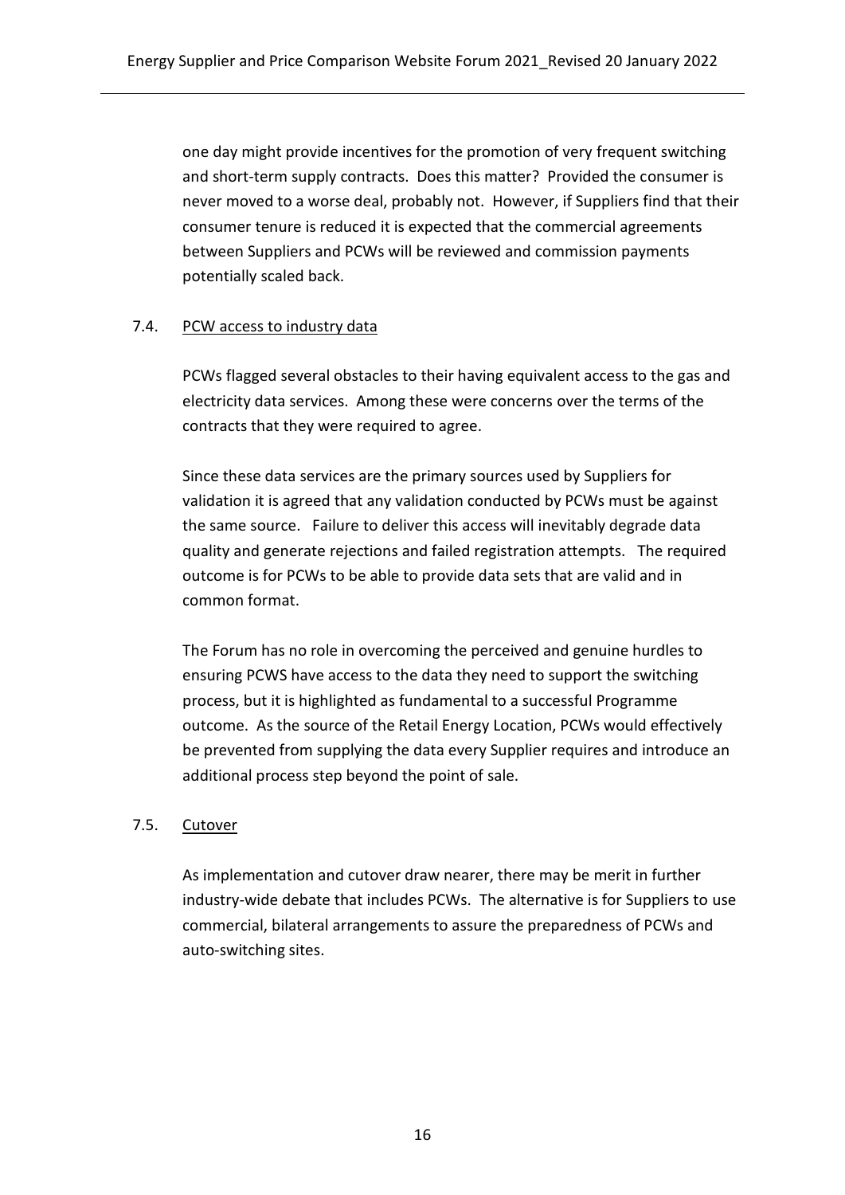one day might provide incentives for the promotion of very frequent switching and short-term supply contracts. Does this matter? Provided the consumer is never moved to a worse deal, probably not. However, if Suppliers find that their consumer tenure is reduced it is expected that the commercial agreements between Suppliers and PCWs will be reviewed and commission payments potentially scaled back.

### 7.4. PCW access to industry data

PCWs flagged several obstacles to their having equivalent access to the gas and electricity data services. Among these were concerns over the terms of the contracts that they were required to agree.

Since these data services are the primary sources used by Suppliers for validation it is agreed that any validation conducted by PCWs must be against the same source. Failure to deliver this access will inevitably degrade data quality and generate rejections and failed registration attempts. The required outcome is for PCWs to be able to provide data sets that are valid and in common format.

The Forum has no role in overcoming the perceived and genuine hurdles to ensuring PCWS have access to the data they need to support the switching process, but it is highlighted as fundamental to a successful Programme outcome. As the source of the Retail Energy Location, PCWs would effectively be prevented from supplying the data every Supplier requires and introduce an additional process step beyond the point of sale.

### 7.5. Cutover

As implementation and cutover draw nearer, there may be merit in further industry-wide debate that includes PCWs. The alternative is for Suppliers to use commercial, bilateral arrangements to assure the preparedness of PCWs and auto-switching sites.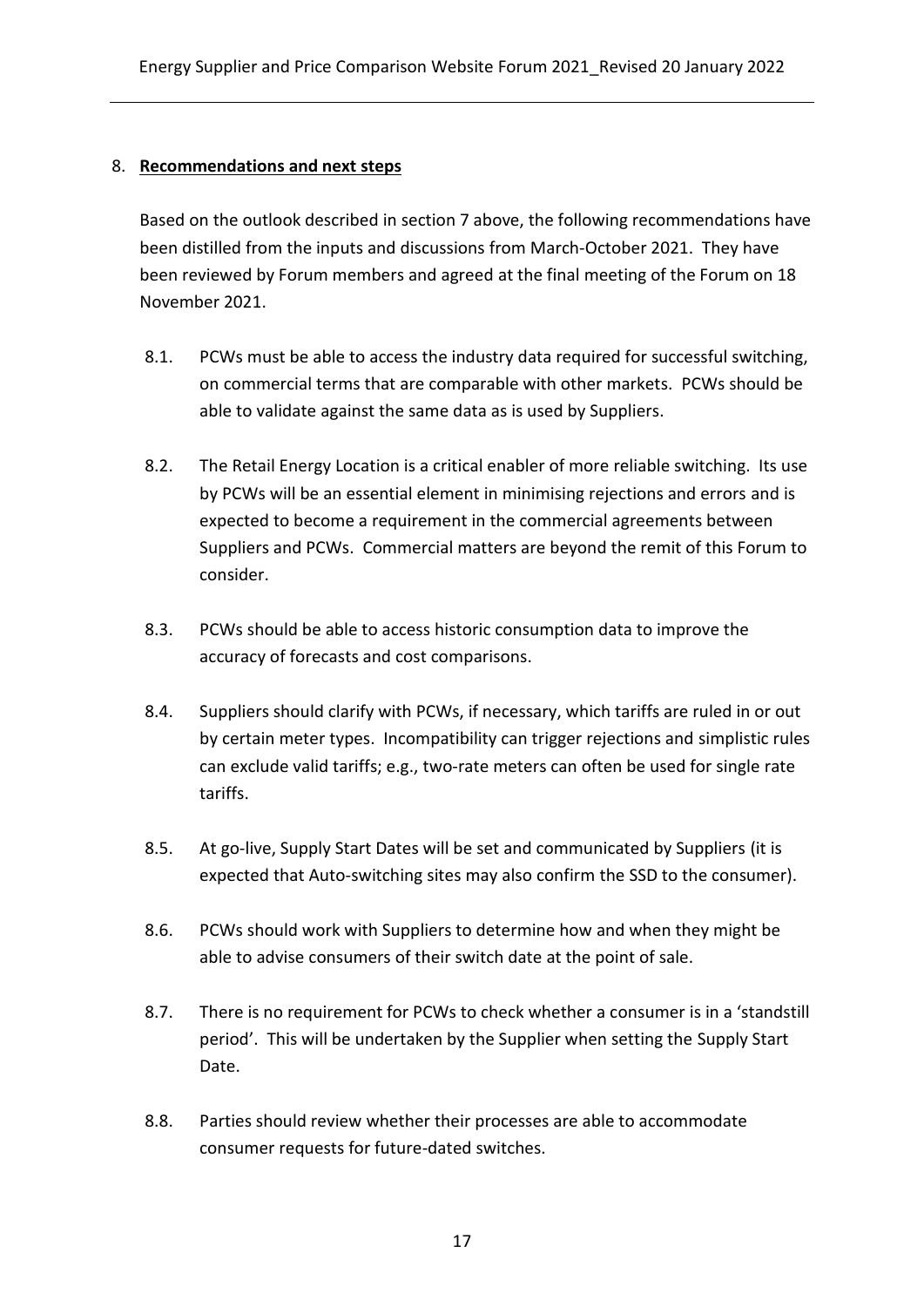## 8. **Recommendations and next steps**

Based on the outlook described in section 7 above, the following recommendations have been distilled from the inputs and discussions from March-October 2021. They have been reviewed by Forum members and agreed at the final meeting of the Forum on 18 November 2021.

8.1. PCWs must be able to access the industry data required for successful switching, on commercial terms that are comparable with other markets. PCWs should be able to validate against the same data as is used by Suppliers.

8.2. The Retail Energy Location is a critical enabler of more reliable switching. Its use by PCWs will be an essential element in minimising rejections and errors and is expected to become a requirement in the commercial agreements between Suppliers and PCWs. Commercial matters are beyond the remit of this Forum to consider.

8.3. PCWs should be able to access historic consumption data to improve the accuracy of forecasts and cost comparisons.

8.4. Suppliers should clarify with PCWs, if necessary, which tariffs are ruled in or out by certain meter types. Incompatibility can trigger rejections and simplistic rules can exclude valid tariffs; e.g., two-rate meters can often be used for single rate tariffs.

8.5. At go-live, Supply Start Dates will be set and communicated by Suppliers (it is expected that Auto-switching sites may also confirm the SSD to the consumer).

8.6. PCWs should work with Suppliers to determine how and when they might be able to advise consumers of their switch date at the point of sale.

8.7. There is no requirement for PCWs to check whether a consumer is in a 'standstill period'. This will be undertaken by the Supplier when setting the Supply Start Date.

8.8. Parties should review whether their processes are able to accommodate consumer requests for future-dated switches.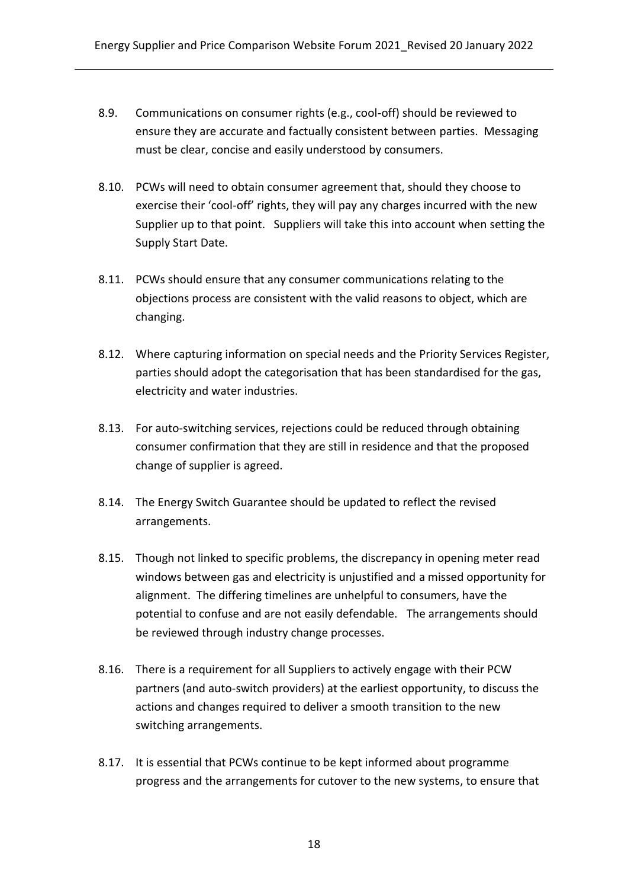8.9. Communications on consumer rights (e.g., cool-off) should be reviewed to ensure they are accurate and factually consistent between parties. Messaging must be clear, concise and easily understood by consumers.

8.10. PCWs will need to obtain consumer agreement that, should they choose to exercise their 'cool-off' rights, they will pay any charges incurred with the new Supplier up to that point. Suppliers will take this into account when setting the Supply Start Date.

8.11. PCWs should ensure that any consumer communications relating to the objections process are consistent with the valid reasons to object, which are changing.

8.12. Where capturing information on special needs and the Priority Services Register, parties should adopt the categorisation that has been standardised for the gas, electricity and water industries.

8.13. For auto-switching services, rejections could be reduced through obtaining consumer confirmation that they are still in residence and that the proposed change of supplier is agreed.

8.14. The Energy Switch Guarantee should be updated to reflect the revised arrangements.

8.15. Though not linked to specific problems, the discrepancy in opening meter read windows between gas and electricity is unjustified and a missed opportunity for alignment. The differing timelines are unhelpful to consumers, have the potential to confuse and are not easily defendable. The arrangements should be reviewed through industry change processes.

8.16. There is a requirement for all Suppliers to actively engage with their PCW partners (and auto-switch providers) at the earliest opportunity, to discuss the actions and changes required to deliver a smooth transition to the new switching arrangements.

8.17. It is essential that PCWs continue to be kept informed about programme progress and the arrangements for cutover to the new systems, to ensure that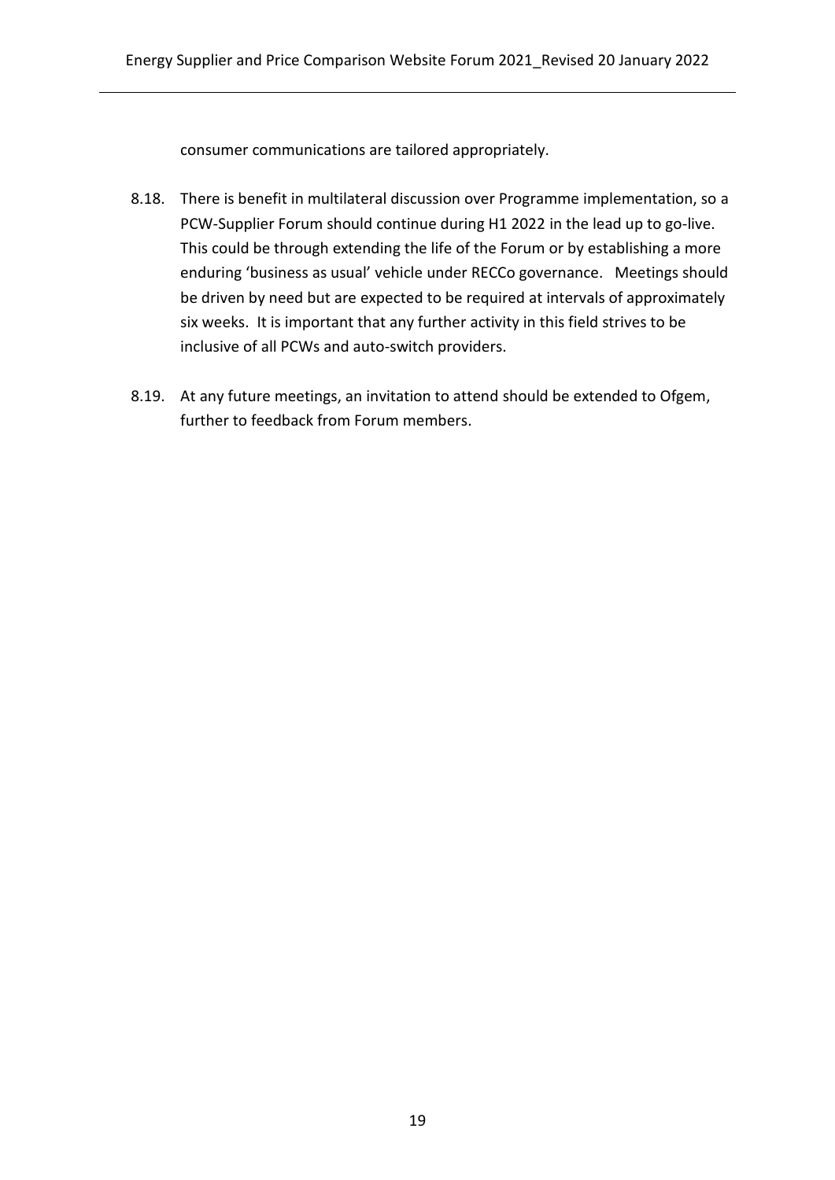consumer communications are tailored appropriately.

8.18. There is benefit in multilateral discussion over Programme implementation, so a PCW-Supplier Forum should continue during H1 2022 in the lead up to go-live. This could be through extending the life of the Forum or by establishing a more enduring 'business as usual' vehicle under RECCo governance. Meetings should be driven by need but are expected to be required at intervals of approximately six weeks. It is important that any further activity in this field strives to be inclusive of all PCWs and auto-switch providers.

8.19. At any future meetings, an invitation to attend should be extended to Ofgem, further to feedback from Forum members.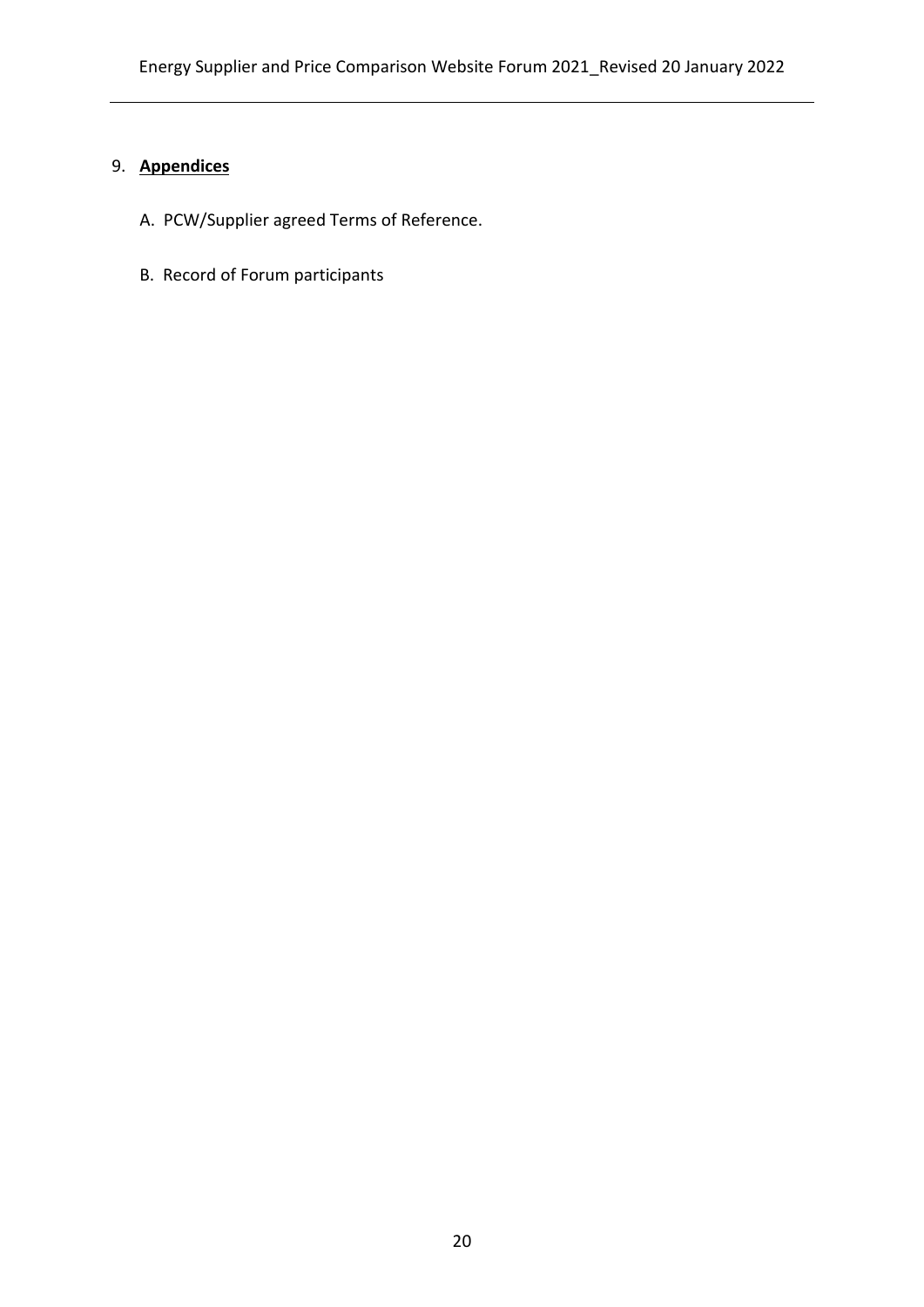## 9. **Appendices**

A. PCW/Supplier agreed Terms of Reference.

B. Record of Forum participants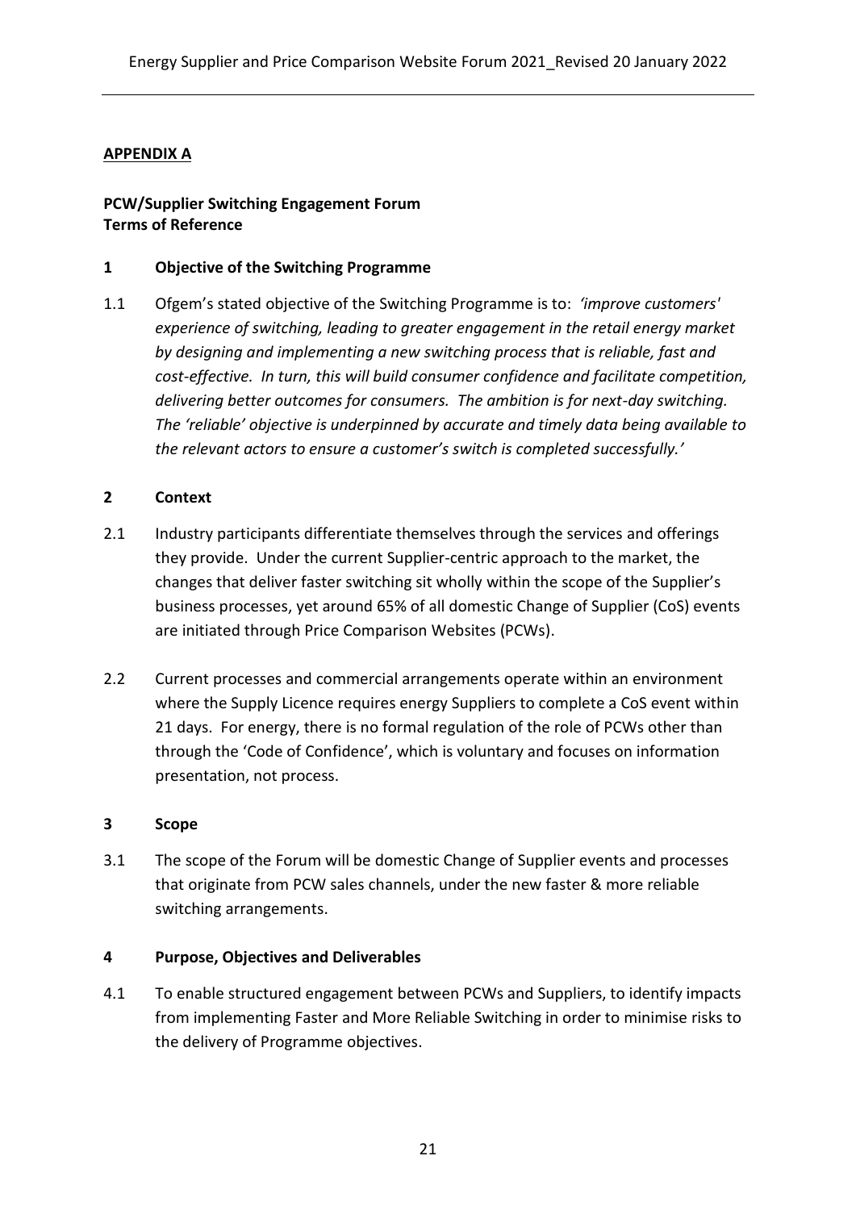## **APPENDIX A**

**PCW/Supplier Switching Engagement Forum**
**Terms of Reference**

### 1 Objective of the Switching Programme

1.1 Ofgem's stated objective of the Switching Programme is to: *'improve customers' experience of switching, leading to greater engagement in the retail energy market by designing and implementing a new switching process that is reliable, fast and cost-effective. In turn, this will build consumer confidence and facilitate competition, delivering better outcomes for consumers. The ambition is for next-day switching. The 'reliable' objective is underpinned by accurate and timely data being available to the relevant actors to ensure a customer's switch is completed successfully.'*

### 2 Context

2.1 Industry participants differentiate themselves through the services and offerings they provide. Under the current Supplier-centric approach to the market, the changes that deliver faster switching sit wholly within the scope of the Supplier's business processes, yet around 65% of all domestic Change of Supplier (CoS) events are initiated through Price Comparison Websites (PCWs).

2.2 Current processes and commercial arrangements operate within an environment where the Supply Licence requires energy Suppliers to complete a CoS event within 21 days. For energy, there is no formal regulation of the role of PCWs other than through the 'Code of Confidence', which is voluntary and focuses on information presentation, not process.

### 3 Scope

3.1 The scope of the Forum will be domestic Change of Supplier events and processes that originate from PCW sales channels, under the new faster & more reliable switching arrangements.

### 4 Purpose, Objectives and Deliverables

4.1 To enable structured engagement between PCWs and Suppliers, to identify impacts from implementing Faster and More Reliable Switching in order to minimise risks to the delivery of Programme objectives.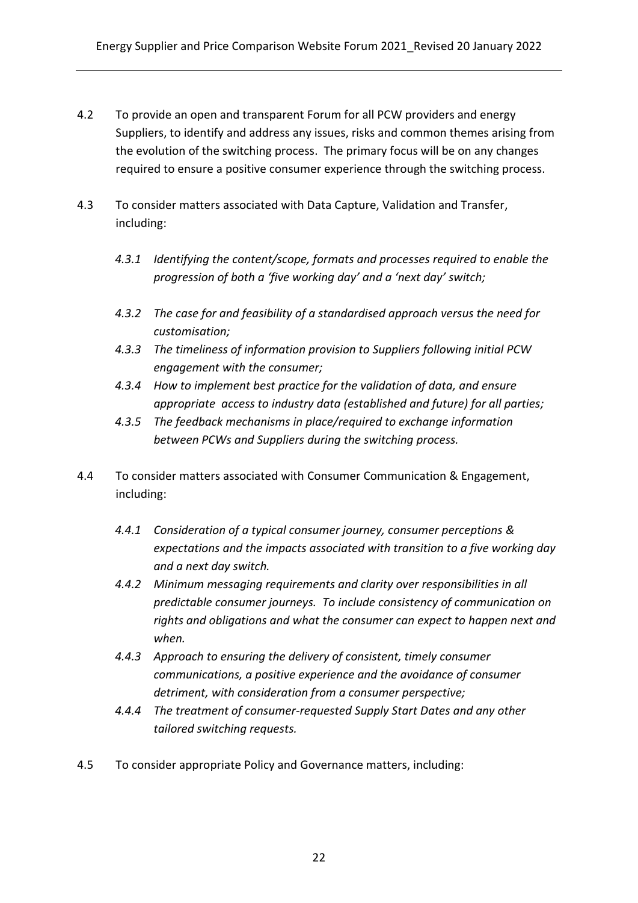4.2 To provide an open and transparent Forum for all PCW providers and energy Suppliers, to identify and address any issues, risks and common themes arising from the evolution of the switching process. The primary focus will be on any changes required to ensure a positive consumer experience through the switching process.

4.3 To consider matters associated with Data Capture, Validation and Transfer, including:

*4.3.1 Identifying the content/scope, formats and processes required to enable the progression of both a 'five working day' and a 'next day' switch;*

*4.3.2 The case for and feasibility of a standardised approach versus the need for customisation;*

*4.3.3 The timeliness of information provision to Suppliers following initial PCW engagement with the consumer;*

*4.3.4 How to implement best practice for the validation of data, and ensure appropriate access to industry data (established and future) for all parties;*

*4.3.5 The feedback mechanisms in place/required to exchange information between PCWs and Suppliers during the switching process.*

4.4 To consider matters associated with Consumer Communication & Engagement, including:

*4.4.1 Consideration of a typical consumer journey, consumer perceptions & expectations and the impacts associated with transition to a five working day and a next day switch.*

*4.4.2 Minimum messaging requirements and clarity over responsibilities in all predictable consumer journeys. To include consistency of communication on rights and obligations and what the consumer can expect to happen next and when.*

*4.4.3 Approach to ensuring the delivery of consistent, timely consumer communications, a positive experience and the avoidance of consumer detriment, with consideration from a consumer perspective;*

*4.4.4 The treatment of consumer-requested Supply Start Dates and any other tailored switching requests.*

4.5 To consider appropriate Policy and Governance matters, including: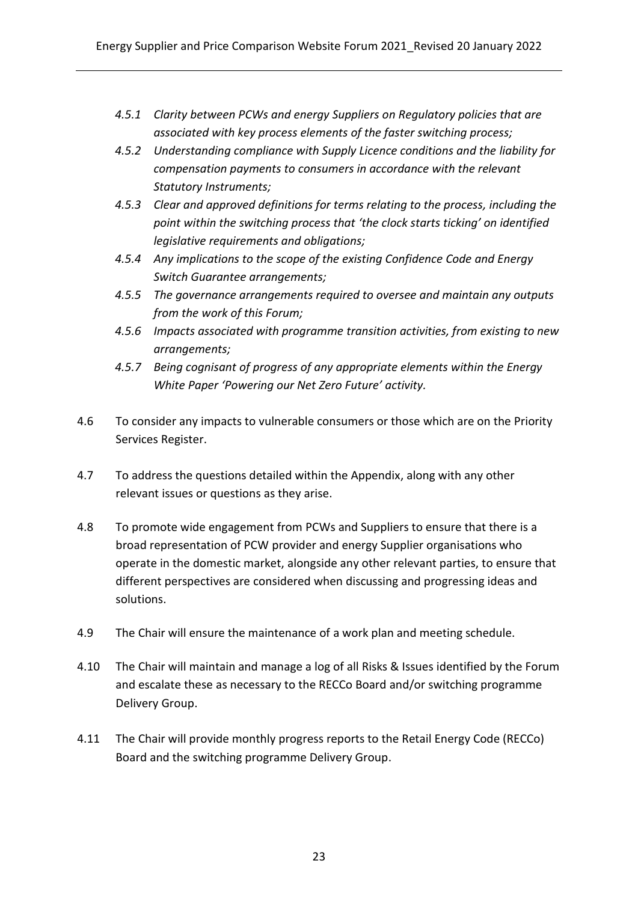*4.5.1 Clarity between PCWs and energy Suppliers on Regulatory policies that are associated with key process elements of the faster switching process;*

*4.5.2 Understanding compliance with Supply Licence conditions and the liability for compensation payments to consumers in accordance with the relevant Statutory Instruments;*

*4.5.3 Clear and approved definitions for terms relating to the process, including the point within the switching process that 'the clock starts ticking' on identified legislative requirements and obligations;*

*4.5.4 Any implications to the scope of the existing Confidence Code and Energy Switch Guarantee arrangements;*

*4.5.5 The governance arrangements required to oversee and maintain any outputs from the work of this Forum;*

*4.5.6 Impacts associated with programme transition activities, from existing to new arrangements;*

*4.5.7 Being cognisant of progress of any appropriate elements within the Energy White Paper 'Powering our Net Zero Future' activity.*

4.6 To consider any impacts to vulnerable consumers or those which are on the Priority Services Register.

4.7 To address the questions detailed within the Appendix, along with any other relevant issues or questions as they arise.

4.8 To promote wide engagement from PCWs and Suppliers to ensure that there is a broad representation of PCW provider and energy Supplier organisations who operate in the domestic market, alongside any other relevant parties, to ensure that different perspectives are considered when discussing and progressing ideas and solutions.

4.9 The Chair will ensure the maintenance of a work plan and meeting schedule.

4.10 The Chair will maintain and manage a log of all Risks & Issues identified by the Forum and escalate these as necessary to the RECCo Board and/or switching programme Delivery Group.

4.11 The Chair will provide monthly progress reports to the Retail Energy Code (RECCo) Board and the switching programme Delivery Group.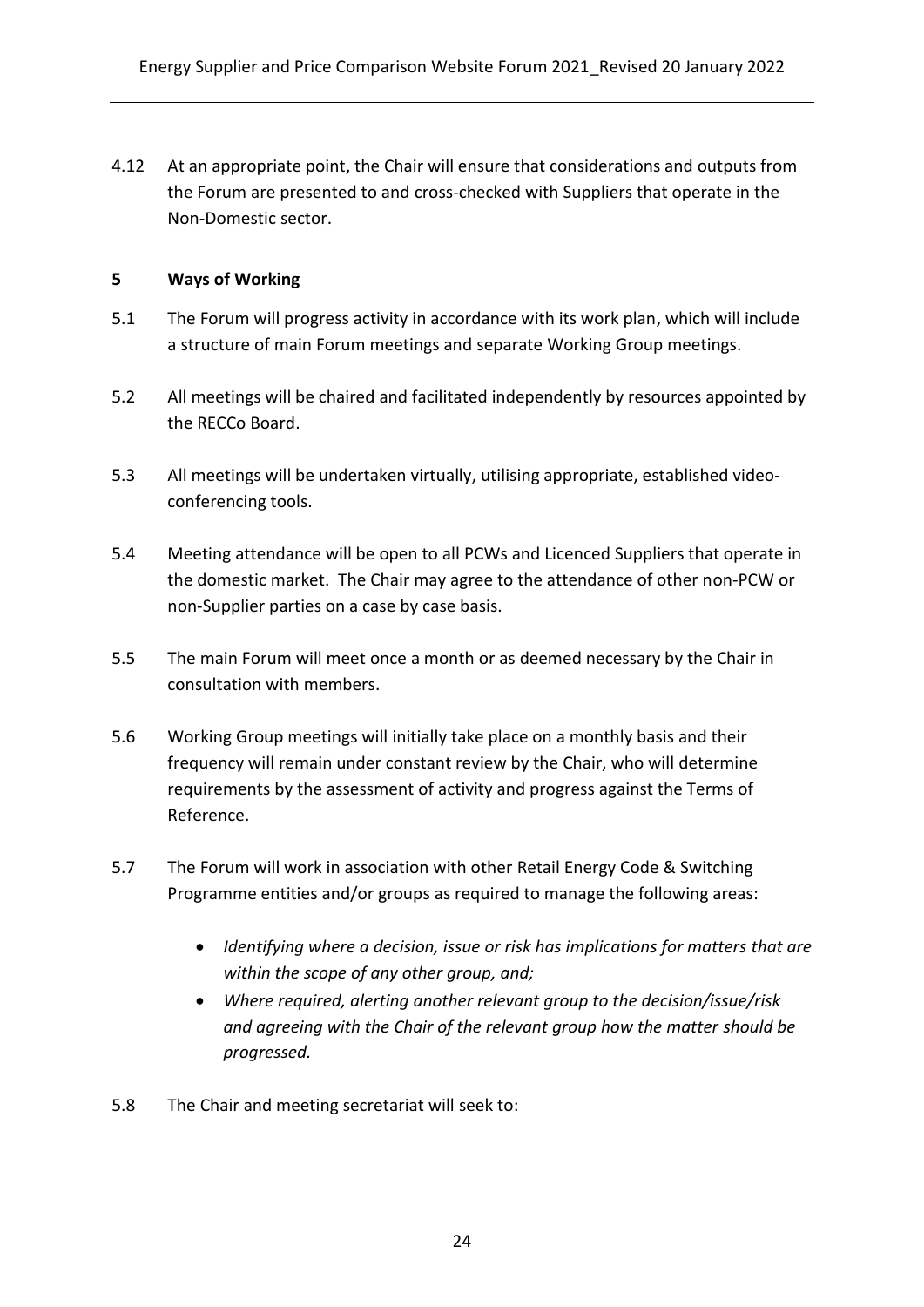4.12 At an appropriate point, the Chair will ensure that considerations and outputs from the Forum are presented to and cross-checked with Suppliers that operate in the Non-Domestic sector.

## 5 Ways of Working

5.1 The Forum will progress activity in accordance with its work plan, which will include a structure of main Forum meetings and separate Working Group meetings.

5.2 All meetings will be chaired and facilitated independently by resources appointed by the RECCo Board.

5.3 All meetings will be undertaken virtually, utilising appropriate, established video-conferencing tools.

5.4 Meeting attendance will be open to all PCWs and Licenced Suppliers that operate in the domestic market. The Chair may agree to the attendance of other non-PCW or non-Supplier parties on a case by case basis.

5.5 The main Forum will meet once a month or as deemed necessary by the Chair in consultation with members.

5.6 Working Group meetings will initially take place on a monthly basis and their frequency will remain under constant review by the Chair, who will determine requirements by the assessment of activity and progress against the Terms of Reference.

5.7 The Forum will work in association with other Retail Energy Code & Switching Programme entities and/or groups as required to manage the following areas:

- *Identifying where a decision, issue or risk has implications for matters that are within the scope of any other group, and;*
- *Where required, alerting another relevant group to the decision/issue/risk and agreeing with the Chair of the relevant group how the matter should be progressed.*

5.8 The Chair and meeting secretariat will seek to: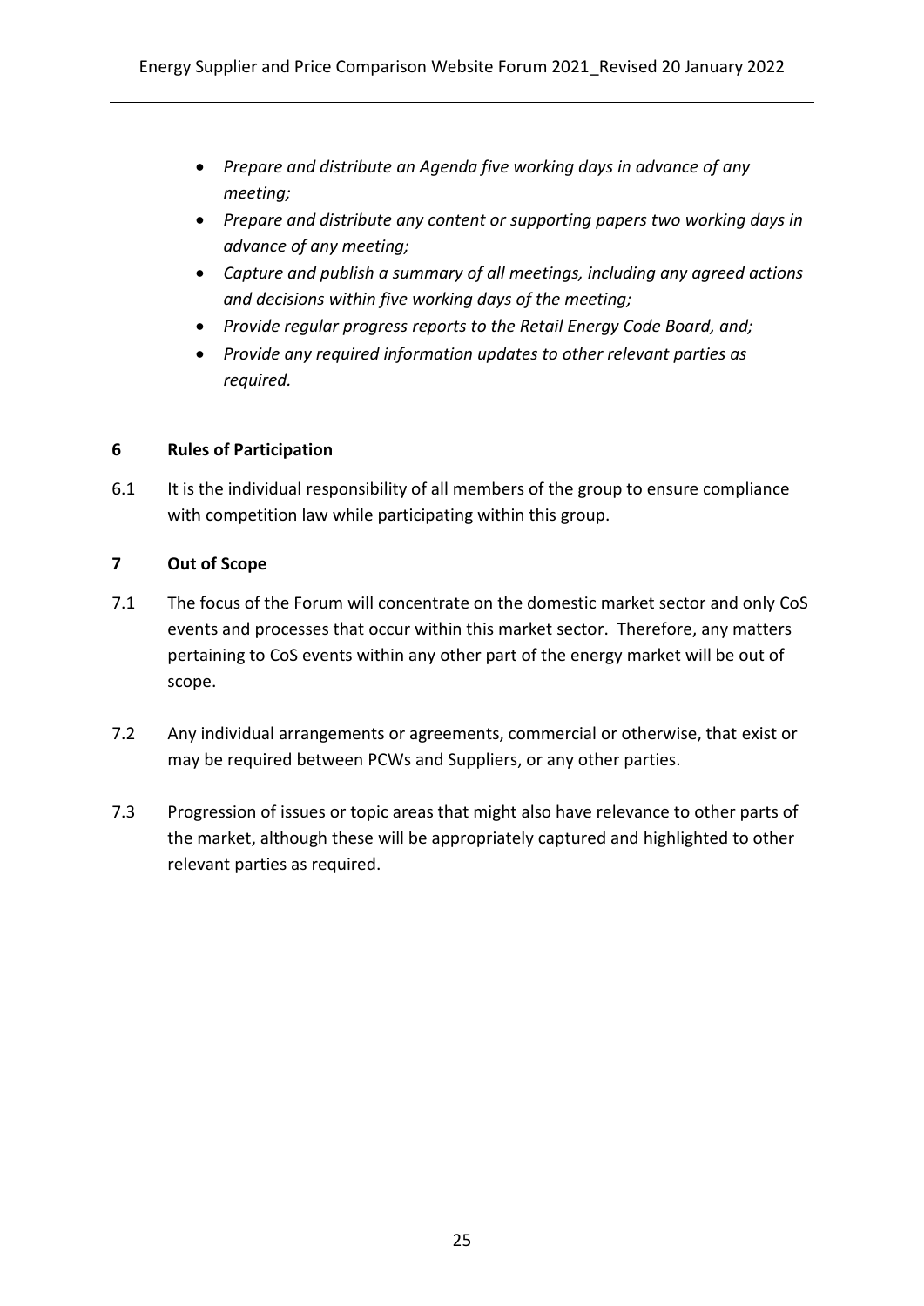- *Prepare and distribute an Agenda five working days in advance of any meeting;*
- *Prepare and distribute any content or supporting papers two working days in advance of any meeting;*
- *Capture and publish a summary of all meetings, including any agreed actions and decisions within five working days of the meeting;*
- *Provide regular progress reports to the Retail Energy Code Board, and;*
- *Provide any required information updates to other relevant parties as required.*

## 6 Rules of Participation

6.1 It is the individual responsibility of all members of the group to ensure compliance with competition law while participating within this group.

## 7 Out of Scope

7.1 The focus of the Forum will concentrate on the domestic market sector and only CoS events and processes that occur within this market sector. Therefore, any matters pertaining to CoS events within any other part of the energy market will be out of scope.

7.2 Any individual arrangements or agreements, commercial or otherwise, that exist or may be required between PCWs and Suppliers, or any other parties.

7.3 Progression of issues or topic areas that might also have relevance to other parts of the market, although these will be appropriately captured and highlighted to other relevant parties as required.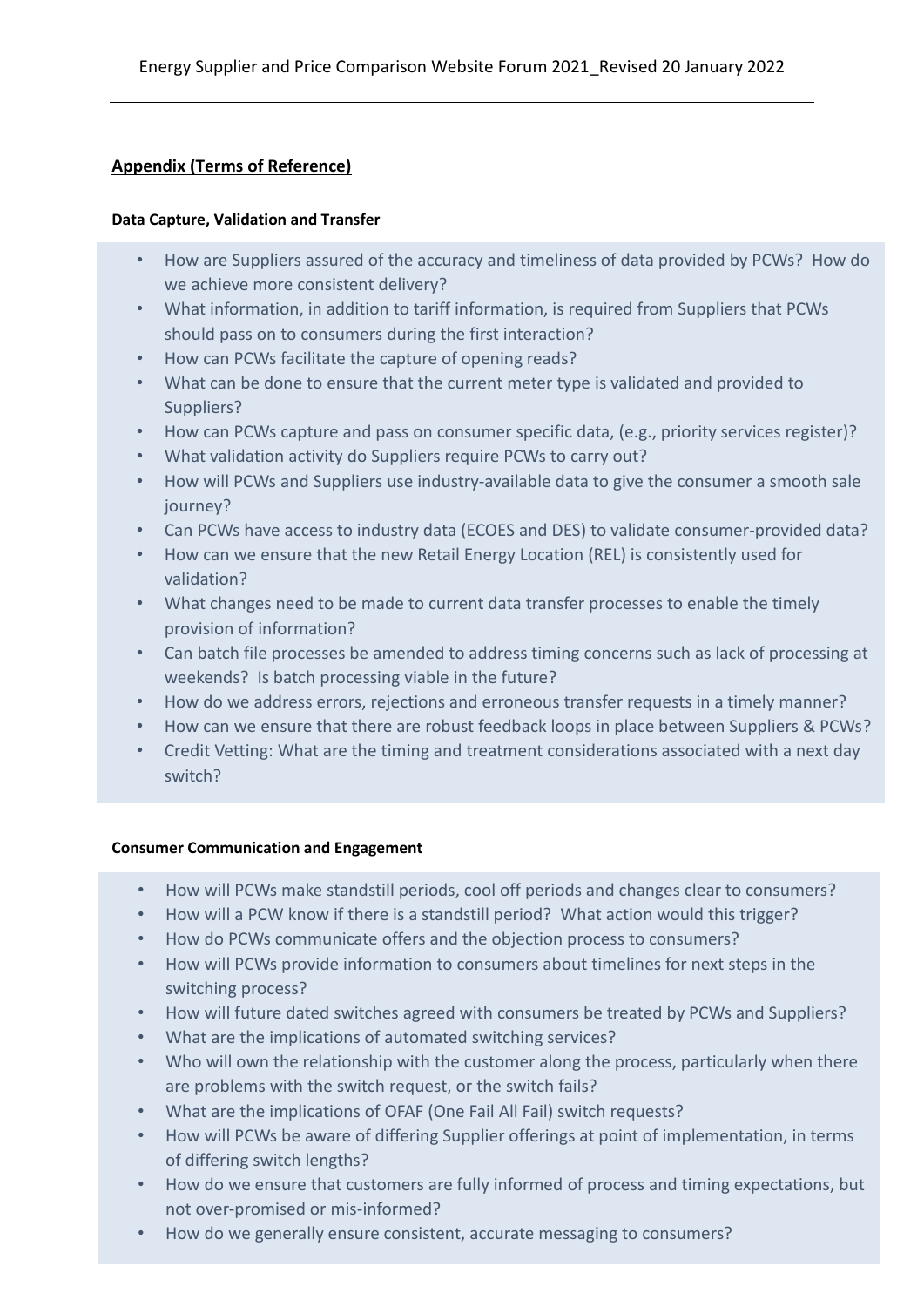## Appendix (Terms of Reference)

### Data Capture, Validation and Transfer

- How are Suppliers assured of the accuracy and timeliness of data provided by PCWs? How do we achieve more consistent delivery?
- What information, in addition to tariff information, is required from Suppliers that PCWs should pass on to consumers during the first interaction?
- How can PCWs facilitate the capture of opening reads?
- What can be done to ensure that the current meter type is validated and provided to Suppliers?
- How can PCWs capture and pass on consumer specific data, (e.g., priority services register)?
- What validation activity do Suppliers require PCWs to carry out?
- How will PCWs and Suppliers use industry-available data to give the consumer a smooth sale journey?
- Can PCWs have access to industry data (ECOES and DES) to validate consumer-provided data?
- How can we ensure that the new Retail Energy Location (REL) is consistently used for validation?
- What changes need to be made to current data transfer processes to enable the timely provision of information?
- Can batch file processes be amended to address timing concerns such as lack of processing at weekends? Is batch processing viable in the future?
- How do we address errors, rejections and erroneous transfer requests in a timely manner?
- How can we ensure that there are robust feedback loops in place between Suppliers & PCWs?
- Credit Vetting: What are the timing and treatment considerations associated with a next day switch?

### Consumer Communication and Engagement

- How will PCWs make standstill periods, cool off periods and changes clear to consumers?
- How will a PCW know if there is a standstill period? What action would this trigger?
- How do PCWs communicate offers and the objection process to consumers?
- How will PCWs provide information to consumers about timelines for next steps in the switching process?
- How will future dated switches agreed with consumers be treated by PCWs and Suppliers?
- What are the implications of automated switching services?
- Who will own the relationship with the customer along the process, particularly when there are problems with the switch request, or the switch fails?
- What are the implications of OFAF (One Fail All Fail) switch requests?
- How will PCWs be aware of differing Supplier offerings at point of implementation, in terms of differing switch lengths?
- How do we ensure that customers are fully informed of process and timing expectations, but not over-promised or mis-informed?
- How do we generally ensure consistent, accurate messaging to consumers?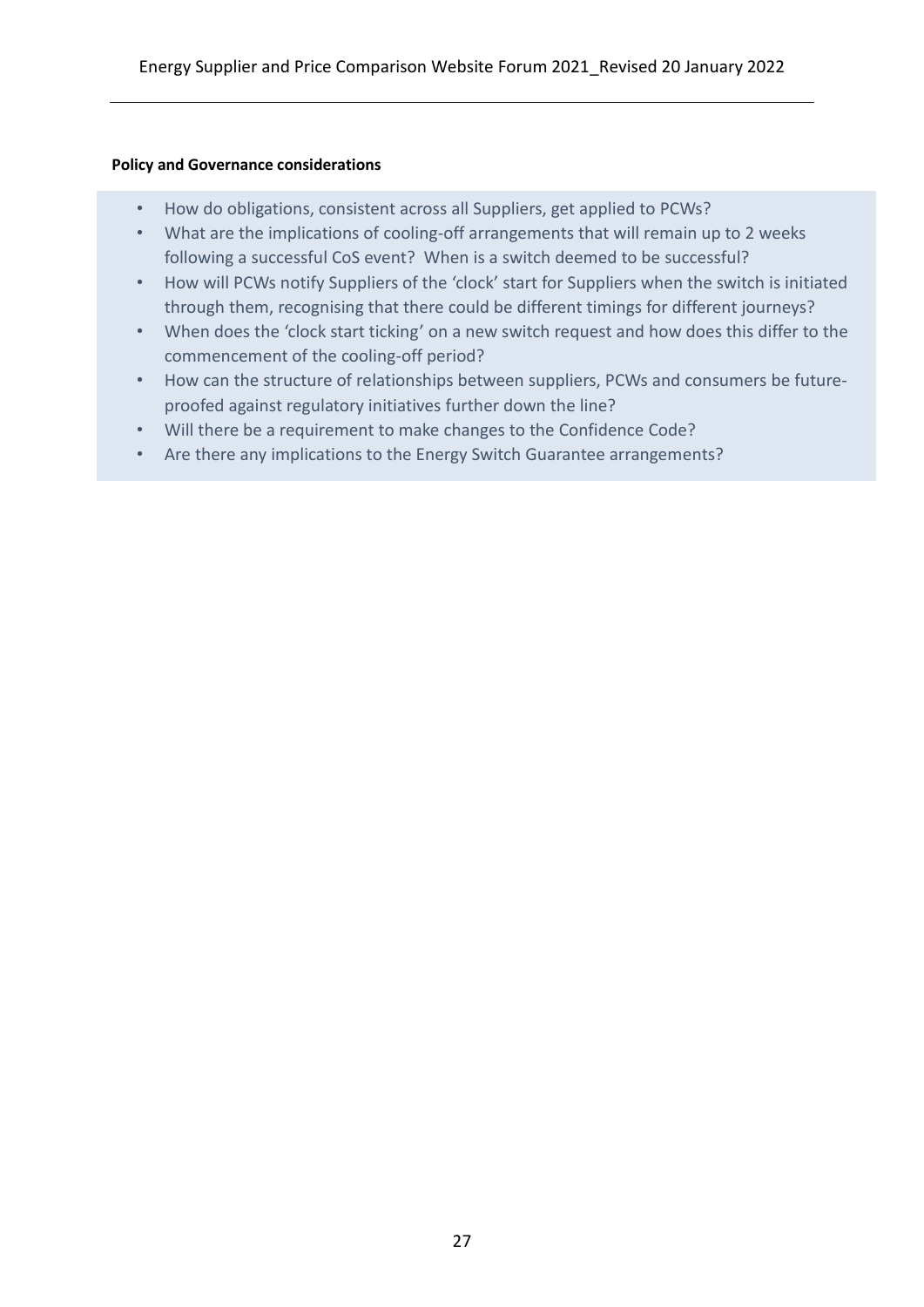**Policy and Governance considerations**

- How do obligations, consistent across all Suppliers, get applied to PCWs?
- What are the implications of cooling-off arrangements that will remain up to 2 weeks following a successful CoS event? When is a switch deemed to be successful?
- How will PCWs notify Suppliers of the 'clock' start for Suppliers when the switch is initiated through them, recognising that there could be different timings for different journeys?
- When does the 'clock start ticking' on a new switch request and how does this differ to the commencement of the cooling-off period?
- How can the structure of relationships between suppliers, PCWs and consumers be future-proofed against regulatory initiatives further down the line?
- Will there be a requirement to make changes to the Confidence Code?
- Are there any implications to the Energy Switch Guarantee arrangements?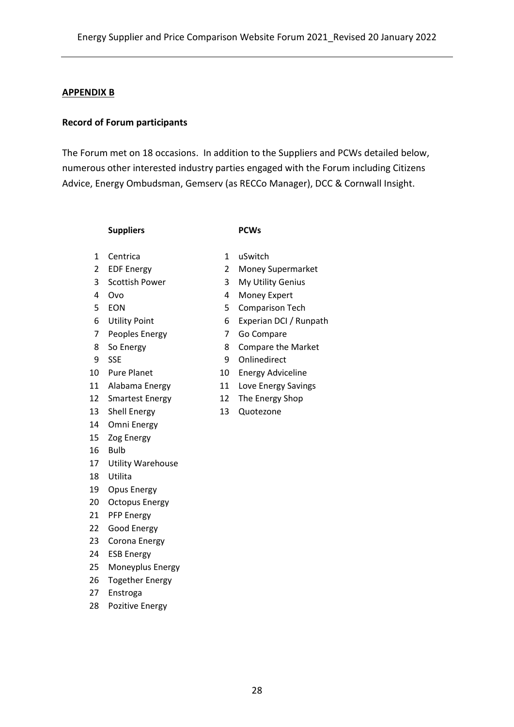**APPENDIX B**

**Record of Forum participants**

The Forum met on 18 occasions. In addition to the Suppliers and PCWs detailed below, numerous other interested industry parties engaged with the Forum including Citizens Advice, Energy Ombudsman, Gemserv (as RECCo Manager), DCC & Cornwall Insight.

| | Suppliers | | PCWs |
|---|---|---|---|
| 1 | Centrica | 1 | uSwitch |
| 2 | EDF Energy | 2 | Money Supermarket |
| 3 | Scottish Power | 3 | My Utility Genius |
| 4 | Ovo | 4 | Money Expert |
| 5 | EON | 5 | Comparison Tech |
| 6 | Utility Point | 6 | Experian DCI / Runpath |
| 7 | Peoples Energy | 7 | Go Compare |
| 8 | So Energy | 8 | Compare the Market |
| 9 | SSE | 9 | Onlinedirect |
| 10 | Pure Planet | 10 | Energy Adviceline |
| 11 | Alabama Energy | 11 | Love Energy Savings |
| 12 | Smartest Energy | 12 | The Energy Shop |
| 13 | Shell Energy | 13 | Quotezone |
| 14 | Omni Energy | | |
| 15 | Zog Energy | | |
| 16 | Bulb | | |
| 17 | Utility Warehouse | | |
| 18 | Utilita | | |
| 19 | Opus Energy | | |
| 20 | Octopus Energy | | |
| 21 | PFP Energy | | |
| 22 | Good Energy | | |
| 23 | Corona Energy | | |
| 24 | ESB Energy | | |
| 25 | Moneyplus Energy | | |
| 26 | Together Energy | | |
| 27 | Enstroga | | |
| 28 | Pozitive Energy | | |